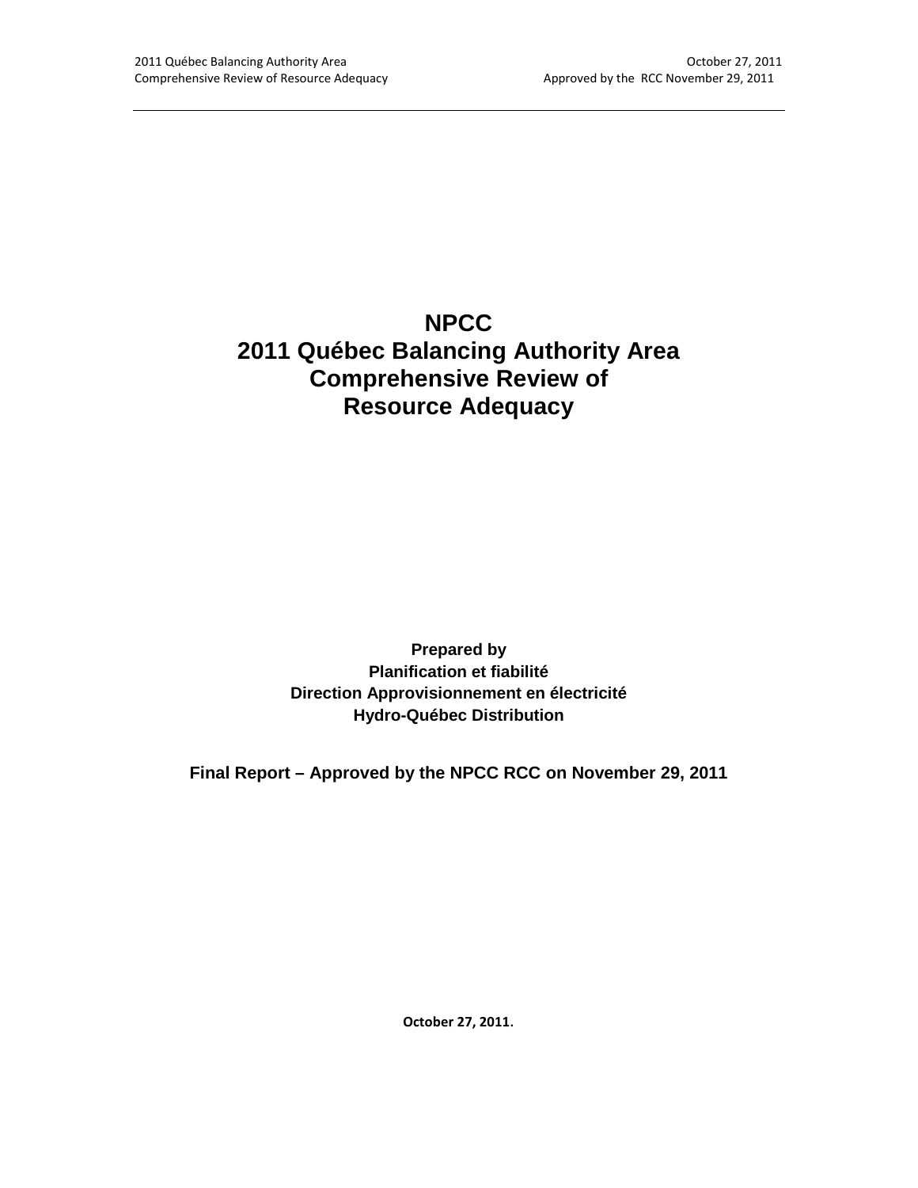# NPCC
# 2011 Québec Balancing Authority Area Comprehensive Review of Resource Adequacy

**Prepared by**
**Planification et fiabilité**
**Direction Approvisionnement en électricité**
**Hydro-Québec Distribution**

**Final Report – Approved by the NPCC RCC on November 29, 2011**

**October 27, 2011.**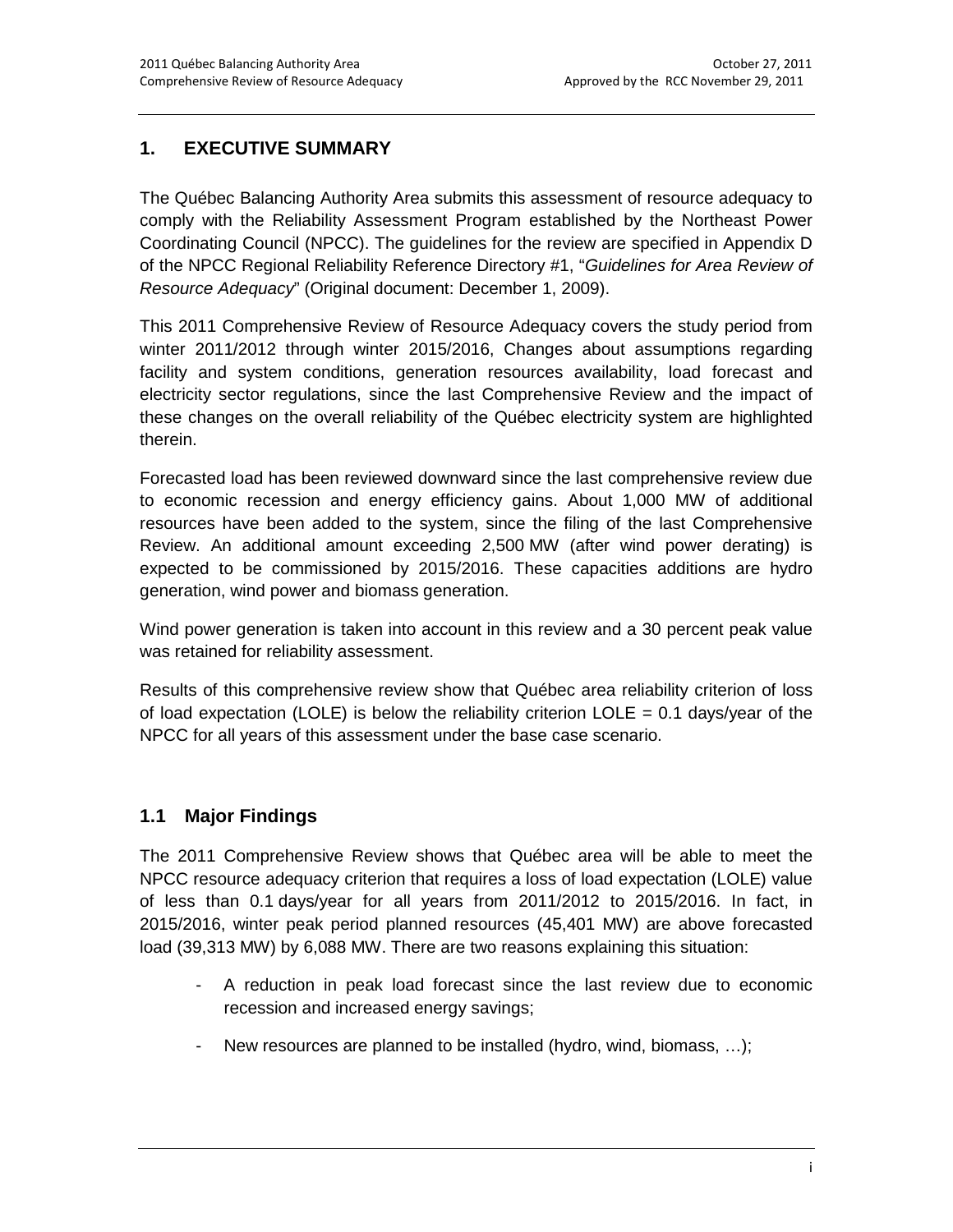# 1. EXECUTIVE SUMMARY

The Québec Balancing Authority Area submits this assessment of resource adequacy to comply with the Reliability Assessment Program established by the Northeast Power Coordinating Council (NPCC). The guidelines for the review are specified in Appendix D of the NPCC Regional Reliability Reference Directory #1, "*Guidelines for Area Review of Resource Adequacy*" (Original document: December 1, 2009).

This 2011 Comprehensive Review of Resource Adequacy covers the study period from winter 2011/2012 through winter 2015/2016, Changes about assumptions regarding facility and system conditions, generation resources availability, load forecast and electricity sector regulations, since the last Comprehensive Review and the impact of these changes on the overall reliability of the Québec electricity system are highlighted therein.

Forecasted load has been reviewed downward since the last comprehensive review due to economic recession and energy efficiency gains. About 1,000 MW of additional resources have been added to the system, since the filing of the last Comprehensive Review. An additional amount exceeding 2,500 MW (after wind power derating) is expected to be commissioned by 2015/2016. These capacities additions are hydro generation, wind power and biomass generation.

Wind power generation is taken into account in this review and a 30 percent peak value was retained for reliability assessment.

Results of this comprehensive review show that Québec area reliability criterion of loss of load expectation (LOLE) is below the reliability criterion LOLE = 0.1 days/year of the NPCC for all years of this assessment under the base case scenario.

## 1.1 Major Findings

The 2011 Comprehensive Review shows that Québec area will be able to meet the NPCC resource adequacy criterion that requires a loss of load expectation (LOLE) value of less than 0.1 days/year for all years from 2011/2012 to 2015/2016. In fact, in 2015/2016, winter peak period planned resources (45,401 MW) are above forecasted load (39,313 MW) by 6,088 MW. There are two reasons explaining this situation:

- A reduction in peak load forecast since the last review due to economic recession and increased energy savings;
- New resources are planned to be installed (hydro, wind, biomass, …);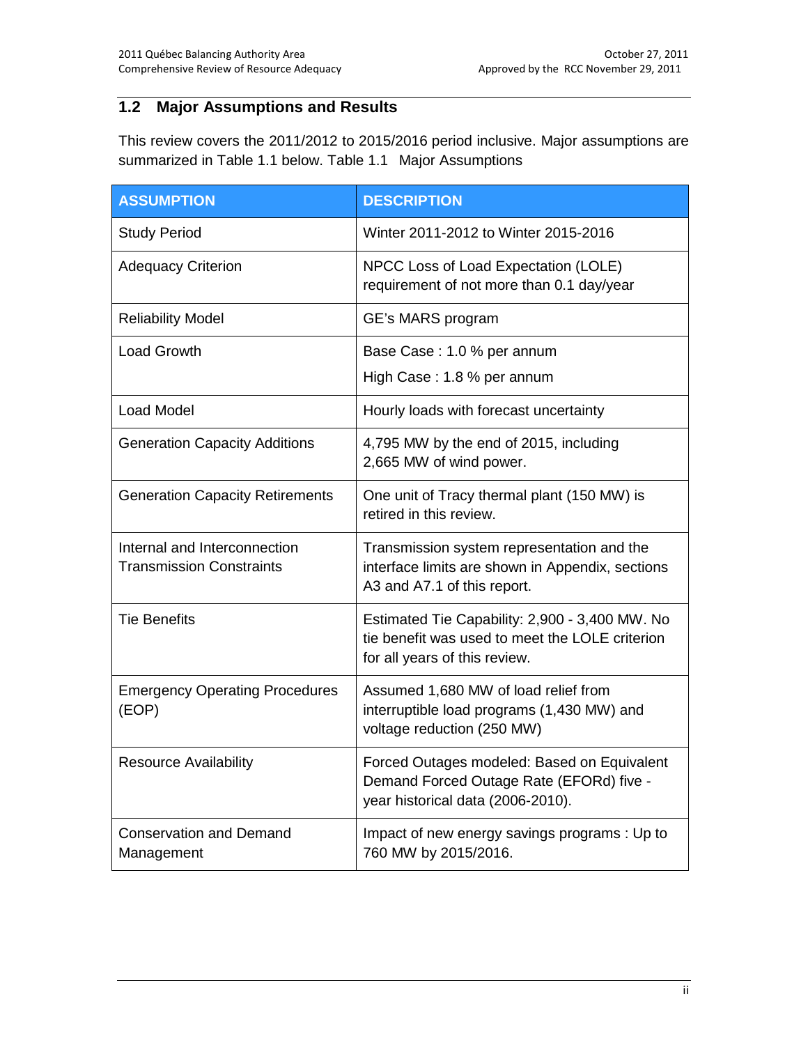## 1.2 Major Assumptions and Results

This review covers the 2011/2012 to 2015/2016 period inclusive. Major assumptions are summarized in Table 1.1 below. Table 1.1 Major Assumptions

| ASSUMPTION | DESCRIPTION |
|---|---|
| Study Period | Winter 2011-2012 to Winter 2015-2016 |
| Adequacy Criterion | NPCC Loss of Load Expectation (LOLE) requirement of not more than 0.1 day/year |
| Reliability Model | GE's MARS program |
| Load Growth | Base Case : 1.0 % per annum<br>High Case : 1.8 % per annum |
| Load Model | Hourly loads with forecast uncertainty |
| Generation Capacity Additions | 4,795 MW by the end of 2015, including 2,665 MW of wind power. |
| Generation Capacity Retirements | One unit of Tracy thermal plant (150 MW) is retired in this review. |
| Internal and Interconnection Transmission Constraints | Transmission system representation and the interface limits are shown in Appendix, sections A3 and A7.1 of this report. |
| Tie Benefits | Estimated Tie Capability: 2,900 - 3,400 MW. No tie benefit was used to meet the LOLE criterion for all years of this review. |
| Emergency Operating Procedures (EOP) | Assumed 1,680 MW of load relief from interruptible load programs (1,430 MW) and voltage reduction (250 MW) |
| Resource Availability | Forced Outages modeled: Based on Equivalent Demand Forced Outage Rate (EFORd) five - year historical data (2006-2010). |
| Conservation and Demand Management | Impact of new energy savings programs : Up to 760 MW by 2015/2016. |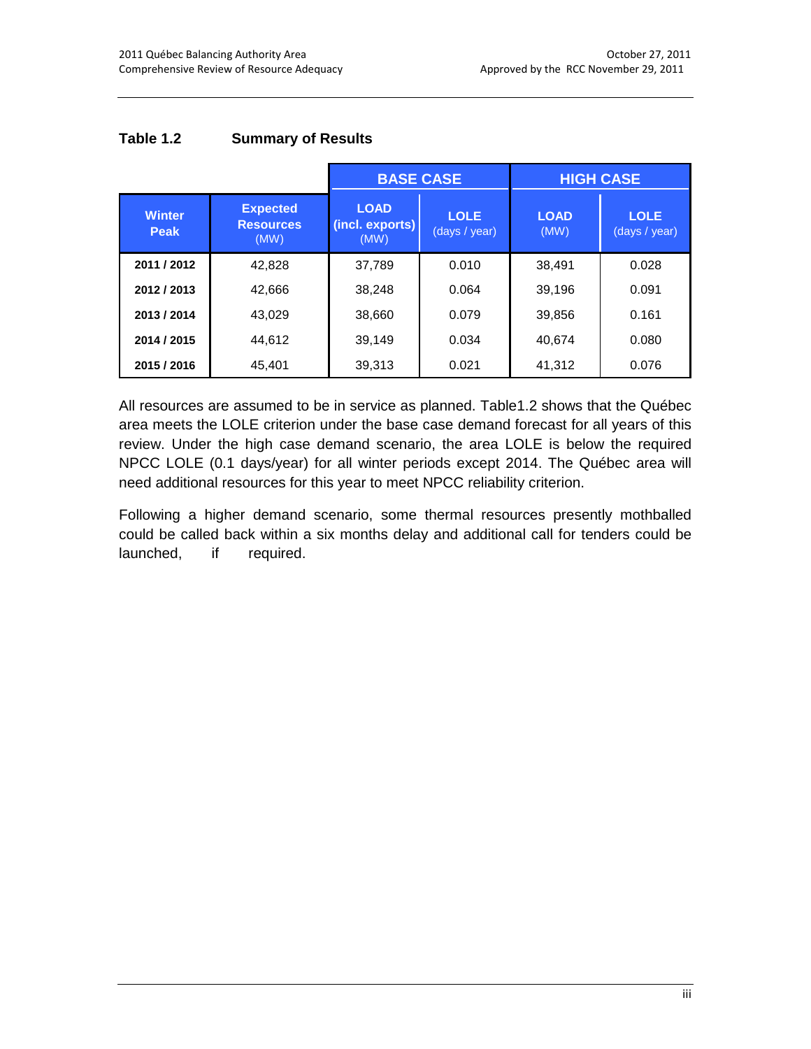**Table 1.2 Summary of Results**

| | | BASE CASE | | HIGH CASE | |
|---|---|---|---|---|---|
| **Winter Peak** | **Expected Resources** (MW) | **LOAD (incl. exports)** (MW) | **LOLE** (days / year) | **LOAD** (MW) | **LOLE** (days / year) |
| **2011 / 2012** | 42,828 | 37,789 | 0.010 | 38,491 | 0.028 |
| **2012 / 2013** | 42,666 | 38,248 | 0.064 | 39,196 | 0.091 |
| **2013 / 2014** | 43,029 | 38,660 | 0.079 | 39,856 | 0.161 |
| **2014 / 2015** | 44,612 | 39,149 | 0.034 | 40,674 | 0.080 |
| **2015 / 2016** | 45,401 | 39,313 | 0.021 | 41,312 | 0.076 |

All resources are assumed to be in service as planned. Table1.2 shows that the Québec area meets the LOLE criterion under the base case demand forecast for all years of this review. Under the high case demand scenario, the area LOLE is below the required NPCC LOLE (0.1 days/year) for all winter periods except 2014. The Québec area will need additional resources for this year to meet NPCC reliability criterion.

Following a higher demand scenario, some thermal resources presently mothballed could be called back within a six months delay and additional call for tenders could be launched, if required.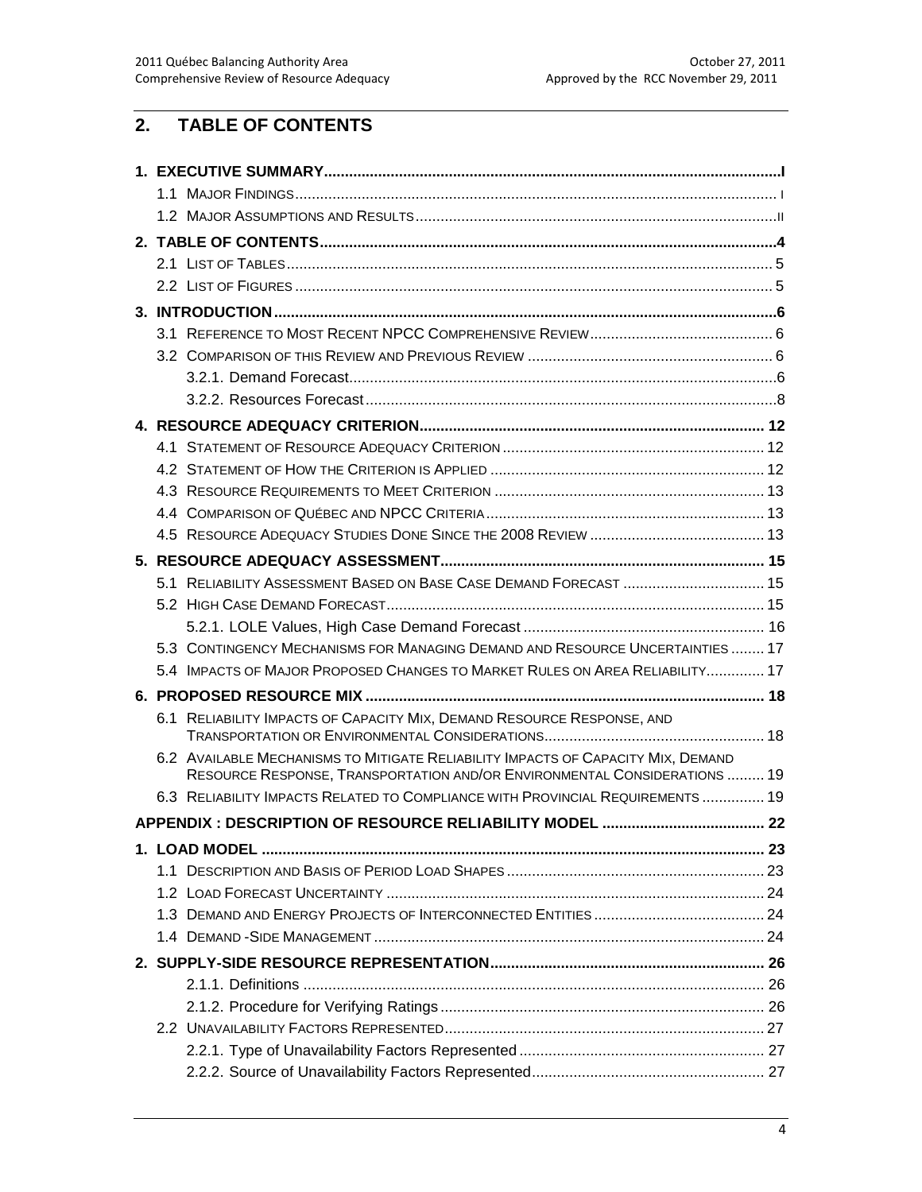## 2. TABLE OF CONTENTS

**1. EXECUTIVE SUMMARY** ..... I
- 1.1 MAJOR FINDINGS ..... I
- 1.2 MAJOR ASSUMPTIONS AND RESULTS ..... II

**2. TABLE OF CONTENTS** ..... 4
- 2.1 LIST OF TABLES ..... 5
- 2.2 LIST OF FIGURES ..... 5

**3. INTRODUCTION** ..... 6
- 3.1 REFERENCE TO MOST RECENT NPCC COMPREHENSIVE REVIEW ..... 6
- 3.2 COMPARISON OF THIS REVIEW AND PREVIOUS REVIEW ..... 6
  - 3.2.1. Demand Forecast ..... 6
  - 3.2.2. Resources Forecast ..... 8

**4. RESOURCE ADEQUACY CRITERION** ..... 12
- 4.1 STATEMENT OF RESOURCE ADEQUACY CRITERION ..... 12
- 4.2 STATEMENT OF HOW THE CRITERION IS APPLIED ..... 12
- 4.3 RESOURCE REQUIREMENTS TO MEET CRITERION ..... 13
- 4.4 COMPARISON OF QUÉBEC AND NPCC CRITERIA ..... 13
- 4.5 RESOURCE ADEQUACY STUDIES DONE SINCE THE 2008 REVIEW ..... 13

**5. RESOURCE ADEQUACY ASSESSMENT** ..... 15
- 5.1 RELIABILITY ASSESSMENT BASED ON BASE CASE DEMAND FORECAST ..... 15
- 5.2 HIGH CASE DEMAND FORECAST ..... 15
  - 5.2.1. LOLE Values, High Case Demand Forecast ..... 16
- 5.3 CONTINGENCY MECHANISMS FOR MANAGING DEMAND AND RESOURCE UNCERTAINTIES ..... 17
- 5.4 IMPACTS OF MAJOR PROPOSED CHANGES TO MARKET RULES ON AREA RELIABILITY ..... 17

**6. PROPOSED RESOURCE MIX** ..... 18
- 6.1 RELIABILITY IMPACTS OF CAPACITY MIX, DEMAND RESOURCE RESPONSE, AND TRANSPORTATION OR ENVIRONMENTAL CONSIDERATIONS ..... 18
- 6.2 AVAILABLE MECHANISMS TO MITIGATE RELIABILITY IMPACTS OF CAPACITY MIX, DEMAND RESOURCE RESPONSE, TRANSPORTATION AND/OR ENVIRONMENTAL CONSIDERATIONS ..... 19
- 6.3 RELIABILITY IMPACTS RELATED TO COMPLIANCE WITH PROVINCIAL REQUIREMENTS ..... 19

**APPENDIX : DESCRIPTION OF RESOURCE RELIABILITY MODEL** ..... 22

**1. LOAD MODEL** ..... 23
- 1.1 DESCRIPTION AND BASIS OF PERIOD LOAD SHAPES ..... 23
- 1.2 LOAD FORECAST UNCERTAINTY ..... 24
- 1.3 DEMAND AND ENERGY PROJECTS OF INTERCONNECTED ENTITIES ..... 24
- 1.4 DEMAND -SIDE MANAGEMENT ..... 24

**2. SUPPLY-SIDE RESOURCE REPRESENTATION** ..... 26
  - 2.1.1. Definitions ..... 26
  - 2.1.2. Procedure for Verifying Ratings ..... 26
- 2.2 UNAVAILABILITY FACTORS REPRESENTED ..... 27
  - 2.2.1. Type of Unavailability Factors Represented ..... 27
  - 2.2.2. Source of Unavailability Factors Represented ..... 27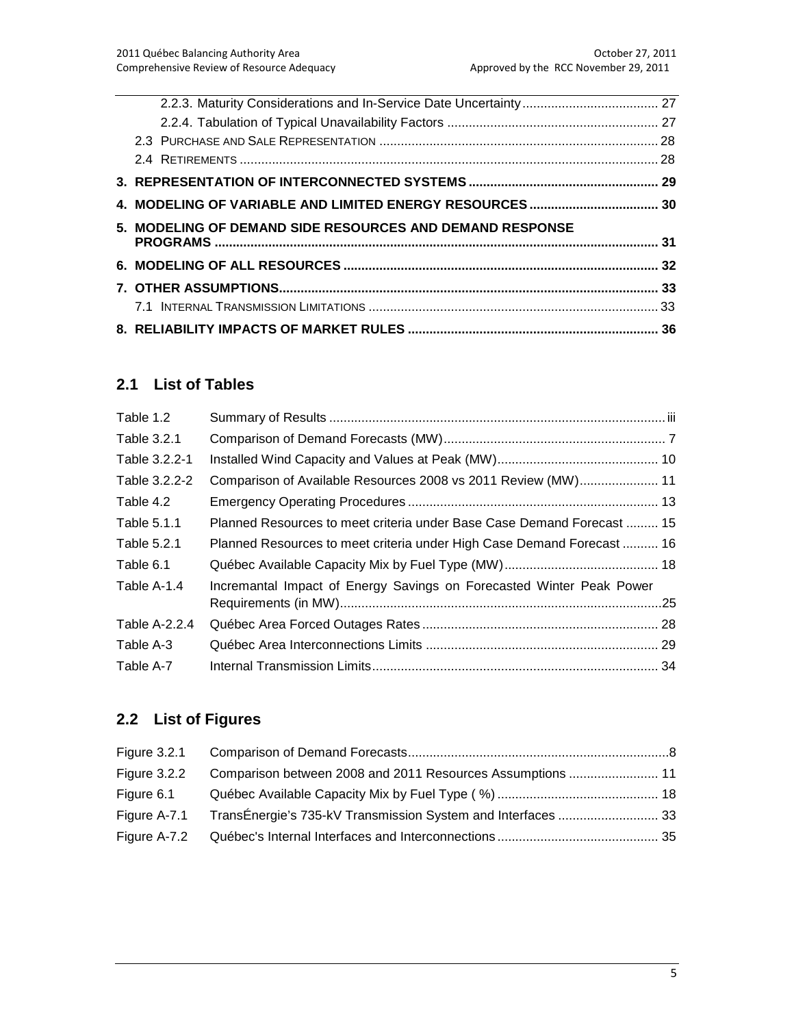2.2.3. Maturity Considerations and In-Service Date Uncertainty ..................................... 27
2.2.4. Tabulation of Typical Unavailability Factors .......................................................... 27
2.3 PURCHASE AND SALE REPRESENTATION ............................................................................. 28
2.4 RETIREMENTS .................................................................................................................... 28

**3. REPRESENTATION OF INTERCONNECTED SYSTEMS .................................................... 29**

**4. MODELING OF VARIABLE AND LIMITED ENERGY RESOURCES ................................... 30**

**5. MODELING OF DEMAND SIDE RESOURCES AND DEMAND RESPONSE PROGRAMS .......................................................................................................................... 31**

**6. MODELING OF ALL RESOURCES ....................................................................................... 32**

**7. OTHER ASSUMPTIONS........................................................................................................ 33**

7.1 INTERNAL TRANSMISSION LIMITATIONS ................................................................................ 33

**8. RELIABILITY IMPACTS OF MARKET RULES ..................................................................... 36**

## 2.1 List of Tables

Table 1.2 Summary of Results ............................................................................................. iii
Table 3.2.1 Comparison of Demand Forecasts (MW)............................................................. 7
Table 3.2.2-1 Installed Wind Capacity and Values at Peak (MW)............................................ 10
Table 3.2.2-2 Comparison of Available Resources 2008 vs 2011 Review (MW)...................... 11
Table 4.2 Emergency Operating Procedures ..................................................................... 13
Table 5.1.1 Planned Resources to meet criteria under Base Case Demand Forecast ......... 15
Table 5.2.1 Planned Resources to meet criteria under High Case Demand Forecast .......... 16
Table 6.1 Québec Available Capacity Mix by Fuel Type (MW)........................................... 18
Table A-1.4 Incremantal Impact of Energy Savings on Forecasted Winter Peak Power Requirements (in MW).........................................................................................25
Table A-2.2.4 Québec Area Forced Outages Rates ................................................................. 28
Table A-3 Québec Area Interconnections Limits ................................................................. 29
Table A-7 Internal Transmission Limits............................................................................... 34

## 2.2 List of Figures

Figure 3.2.1 Comparison of Demand Forecasts........................................................................8
Figure 3.2.2 Comparison between 2008 and 2011 Resources Assumptions ......................... 11
Figure 6.1 Québec Available Capacity Mix by Fuel Type ( %) ............................................ 18
Figure A-7.1 TransÉnergie's 735-kV Transmission System and Interfaces ............................ 33
Figure A-7.2 Québec's Internal Interfaces and Interconnections ............................................ 35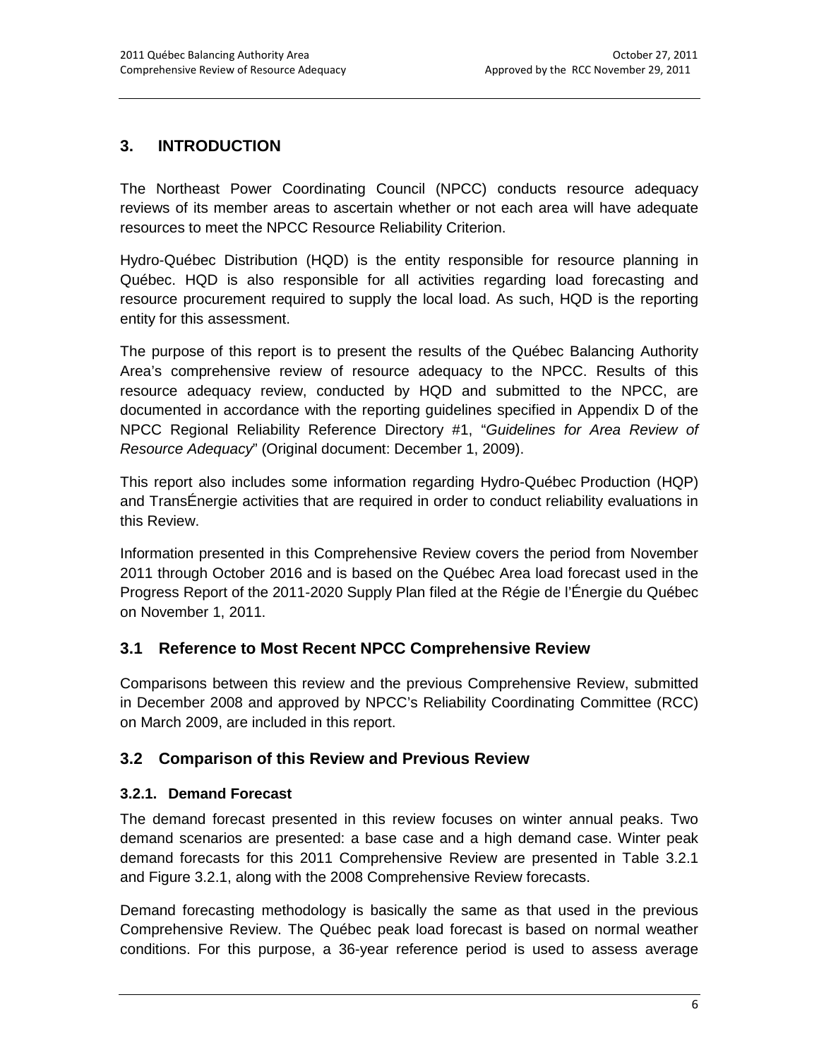## 3. INTRODUCTION

The Northeast Power Coordinating Council (NPCC) conducts resource adequacy reviews of its member areas to ascertain whether or not each area will have adequate resources to meet the NPCC Resource Reliability Criterion.

Hydro-Québec Distribution (HQD) is the entity responsible for resource planning in Québec. HQD is also responsible for all activities regarding load forecasting and resource procurement required to supply the local load. As such, HQD is the reporting entity for this assessment.

The purpose of this report is to present the results of the Québec Balancing Authority Area's comprehensive review of resource adequacy to the NPCC. Results of this resource adequacy review, conducted by HQD and submitted to the NPCC, are documented in accordance with the reporting guidelines specified in Appendix D of the NPCC Regional Reliability Reference Directory #1, "*Guidelines for Area Review of Resource Adequacy*" (Original document: December 1, 2009).

This report also includes some information regarding Hydro-Québec Production (HQP) and TransÉnergie activities that are required in order to conduct reliability evaluations in this Review.

Information presented in this Comprehensive Review covers the period from November 2011 through October 2016 and is based on the Québec Area load forecast used in the Progress Report of the 2011-2020 Supply Plan filed at the Régie de l'Énergie du Québec on November 1, 2011.

### 3.1 Reference to Most Recent NPCC Comprehensive Review

Comparisons between this review and the previous Comprehensive Review, submitted in December 2008 and approved by NPCC's Reliability Coordinating Committee (RCC) on March 2009, are included in this report.

### 3.2 Comparison of this Review and Previous Review

#### 3.2.1. Demand Forecast

The demand forecast presented in this review focuses on winter annual peaks. Two demand scenarios are presented: a base case and a high demand case. Winter peak demand forecasts for this 2011 Comprehensive Review are presented in Table 3.2.1 and Figure 3.2.1, along with the 2008 Comprehensive Review forecasts.

Demand forecasting methodology is basically the same as that used in the previous Comprehensive Review. The Québec peak load forecast is based on normal weather conditions. For this purpose, a 36-year reference period is used to assess average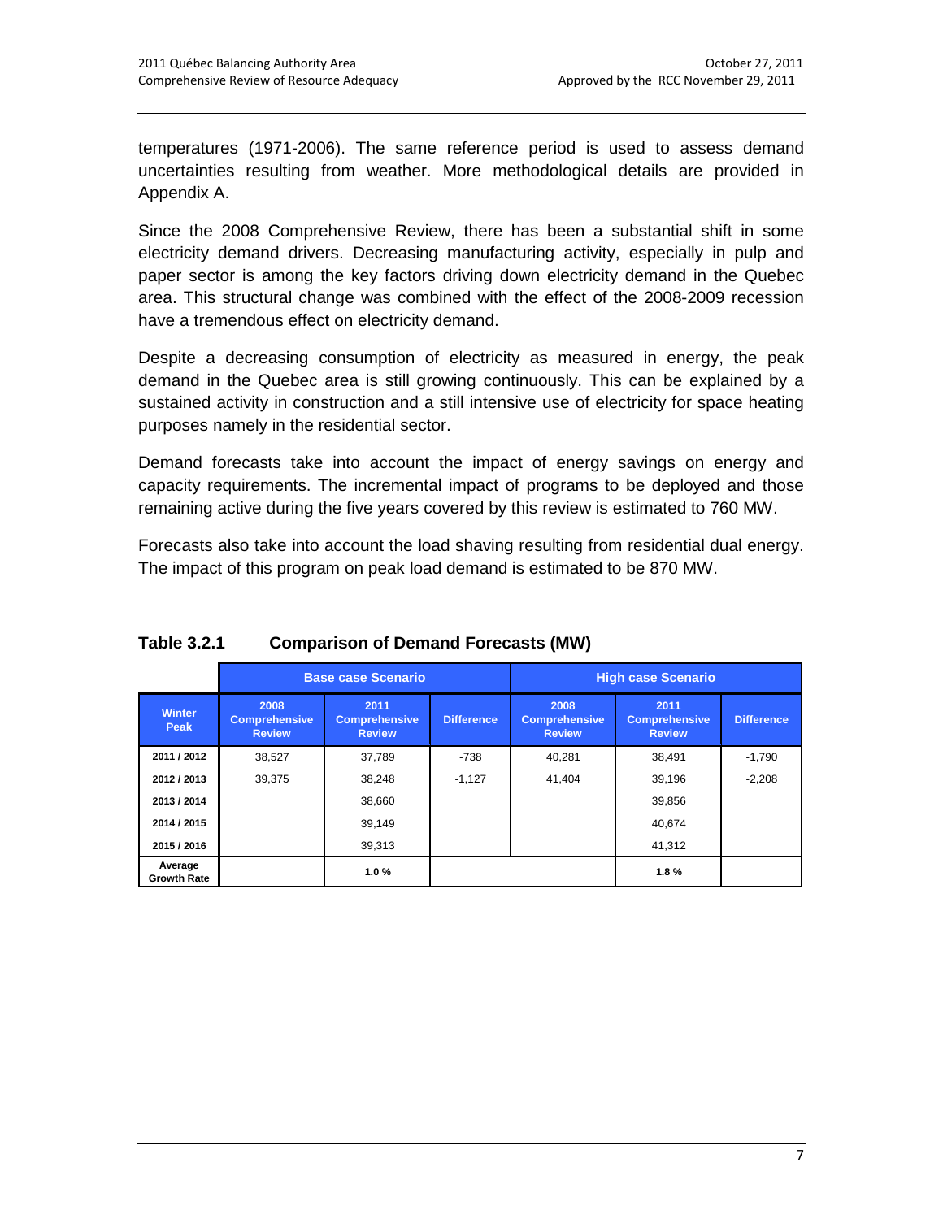temperatures (1971-2006). The same reference period is used to assess demand uncertainties resulting from weather. More methodological details are provided in Appendix A.

Since the 2008 Comprehensive Review, there has been a substantial shift in some electricity demand drivers. Decreasing manufacturing activity, especially in pulp and paper sector is among the key factors driving down electricity demand in the Quebec area. This structural change was combined with the effect of the 2008-2009 recession have a tremendous effect on electricity demand.

Despite a decreasing consumption of electricity as measured in energy, the peak demand in the Quebec area is still growing continuously. This can be explained by a sustained activity in construction and a still intensive use of electricity for space heating purposes namely in the residential sector.

Demand forecasts take into account the impact of energy savings on energy and capacity requirements. The incremental impact of programs to be deployed and those remaining active during the five years covered by this review is estimated to 760 MW.

Forecasts also take into account the load shaving resulting from residential dual energy. The impact of this program on peak load demand is estimated to be 870 MW.

**Table 3.2.1 Comparison of Demand Forecasts (MW)**

| | Base case Scenario | | | High case Scenario | | |
|---|---|---|---|---|---|---|
| **Winter Peak** | **2008 Comprehensive Review** | **2011 Comprehensive Review** | **Difference** | **2008 Comprehensive Review** | **2011 Comprehensive Review** | **Difference** |
| **2011 / 2012** | 38,527 | 37,789 | -738 | 40,281 | 38,491 | -1,790 |
| **2012 / 2013** | 39,375 | 38,248 | -1,127 | 41,404 | 39,196 | -2,208 |
| **2013 / 2014** | | 38,660 | | | 39,856 | |
| **2014 / 2015** | | 39,149 | | | 40,674 | |
| **2015 / 2016** | | 39,313 | | | 41,312 | |
| **Average Growth Rate** | | **1.0 %** | | | **1.8 %** | |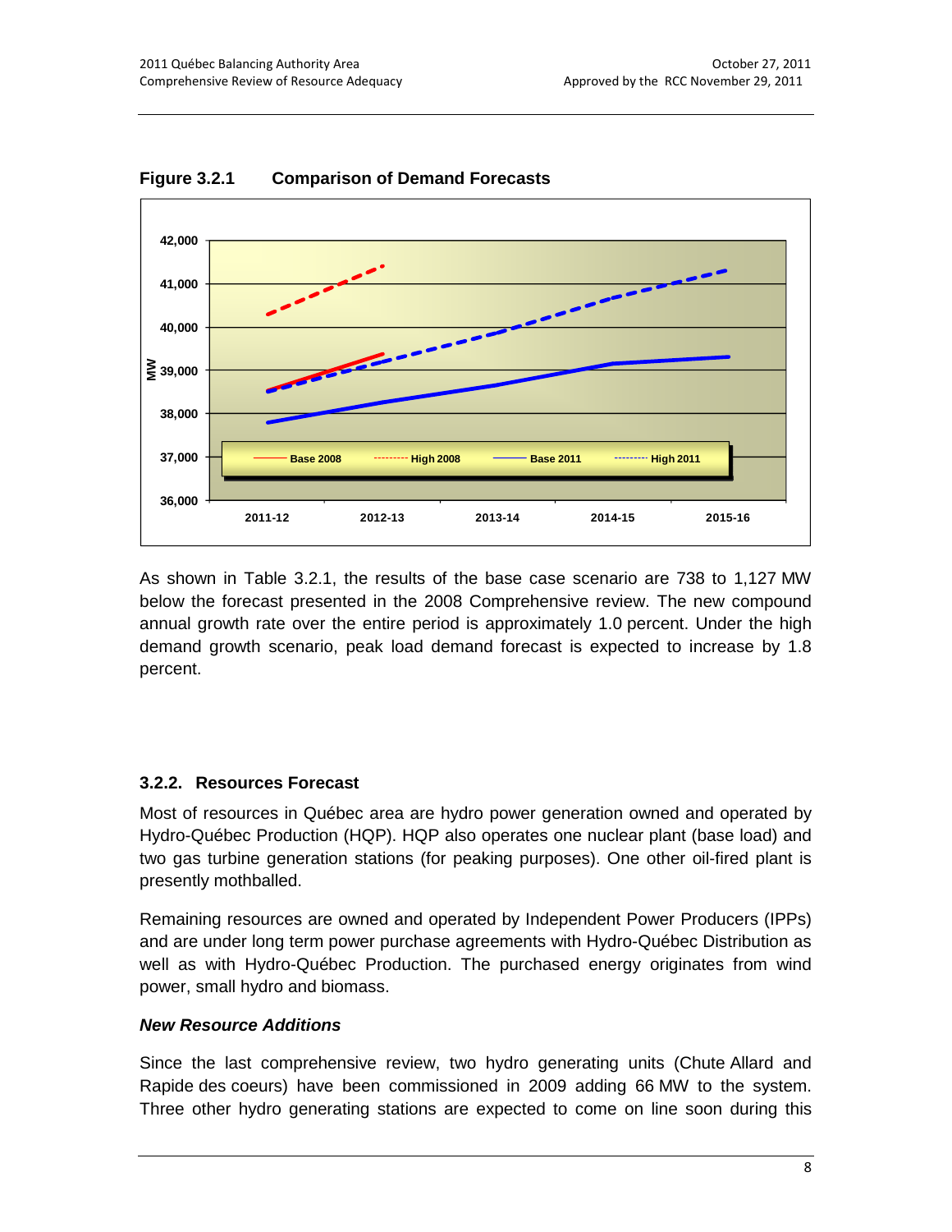**Figure 3.2.1 Comparison of Demand Forecasts**

As shown in Table 3.2.1, the results of the base case scenario are 738 to 1,127 MW below the forecast presented in the 2008 Comprehensive review. The new compound annual growth rate over the entire period is approximately 1.0 percent. Under the high demand growth scenario, peak load demand forecast is expected to increase by 1.8 percent.

### 3.2.2. Resources Forecast

Most of resources in Québec area are hydro power generation owned and operated by Hydro-Québec Production (HQP). HQP also operates one nuclear plant (base load) and two gas turbine generation stations (for peaking purposes). One other oil-fired plant is presently mothballed.

Remaining resources are owned and operated by Independent Power Producers (IPPs) and are under long term power purchase agreements with Hydro-Québec Distribution as well as with Hydro-Québec Production. The purchased energy originates from wind power, small hydro and biomass.

***New Resource Additions***

Since the last comprehensive review, two hydro generating units (Chute Allard and Rapide des coeurs) have been commissioned in 2009 adding 66 MW to the system. Three other hydro generating stations are expected to come on line soon during this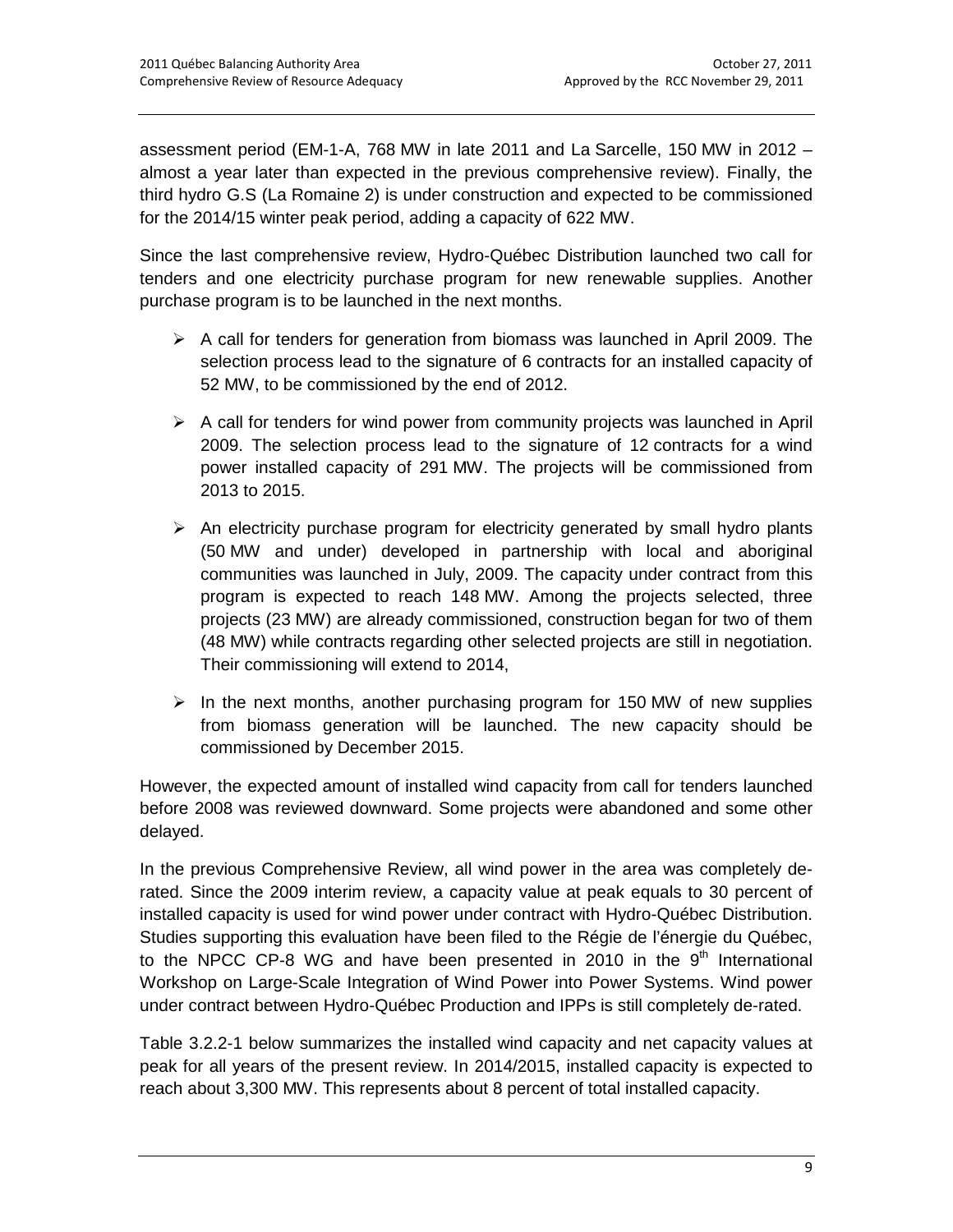assessment period (EM-1-A, 768 MW in late 2011 and La Sarcelle, 150 MW in 2012 – almost a year later than expected in the previous comprehensive review). Finally, the third hydro G.S (La Romaine 2) is under construction and expected to be commissioned for the 2014/15 winter peak period, adding a capacity of 622 MW.

Since the last comprehensive review, Hydro-Québec Distribution launched two call for tenders and one electricity purchase program for new renewable supplies. Another purchase program is to be launched in the next months.

- A call for tenders for generation from biomass was launched in April 2009. The selection process lead to the signature of 6 contracts for an installed capacity of 52 MW, to be commissioned by the end of 2012.
- A call for tenders for wind power from community projects was launched in April 2009. The selection process lead to the signature of 12 contracts for a wind power installed capacity of 291 MW. The projects will be commissioned from 2013 to 2015.
- An electricity purchase program for electricity generated by small hydro plants (50 MW and under) developed in partnership with local and aboriginal communities was launched in July, 2009. The capacity under contract from this program is expected to reach 148 MW. Among the projects selected, three projects (23 MW) are already commissioned, construction began for two of them (48 MW) while contracts regarding other selected projects are still in negotiation. Their commissioning will extend to 2014,
- In the next months, another purchasing program for 150 MW of new supplies from biomass generation will be launched. The new capacity should be commissioned by December 2015.

However, the expected amount of installed wind capacity from call for tenders launched before 2008 was reviewed downward. Some projects were abandoned and some other delayed.

In the previous Comprehensive Review, all wind power in the area was completely de-rated. Since the 2009 interim review, a capacity value at peak equals to 30 percent of installed capacity is used for wind power under contract with Hydro-Québec Distribution. Studies supporting this evaluation have been filed to the Régie de l'énergie du Québec, to the NPCC CP-8 WG and have been presented in 2010 in the 9th International Workshop on Large-Scale Integration of Wind Power into Power Systems. Wind power under contract between Hydro-Québec Production and IPPs is still completely de-rated.

Table 3.2.2-1 below summarizes the installed wind capacity and net capacity values at peak for all years of the present review. In 2014/2015, installed capacity is expected to reach about 3,300 MW. This represents about 8 percent of total installed capacity.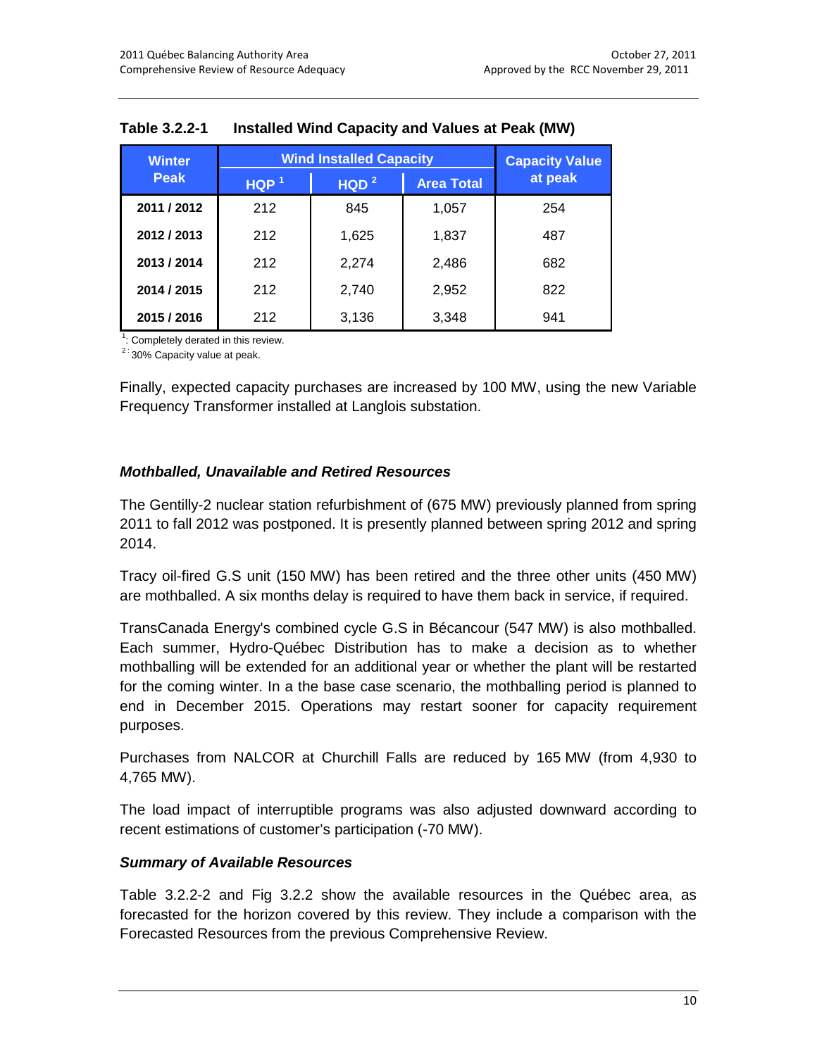**Table 3.2.2-1 Installed Wind Capacity and Values at Peak (MW)**

| Winter Peak | Wind Installed Capacity | | | Capacity Value at peak |
|---|---|---|---|---|
| | HQP [1] | HQD [2] | Area Total | |
| **2011 / 2012** | 212 | 845 | 1,057 | 254 |
| **2012 / 2013** | 212 | 1,625 | 1,837 | 487 |
| **2013 / 2014** | 212 | 2,274 | 2,486 | 682 |
| **2014 / 2015** | 212 | 2,740 | 2,952 | 822 |
| **2015 / 2016** | 212 | 3,136 | 3,348 | 941 |

[1]: Completely derated in this review.
[2]: 30% Capacity value at peak.

Finally, expected capacity purchases are increased by 100 MW, using the new Variable Frequency Transformer installed at Langlois substation.

### *Mothballed, Unavailable and Retired Resources*

The Gentilly-2 nuclear station refurbishment of (675 MW) previously planned from spring 2011 to fall 2012 was postponed. It is presently planned between spring 2012 and spring 2014.

Tracy oil-fired G.S unit (150 MW) has been retired and the three other units (450 MW) are mothballed. A six months delay is required to have them back in service, if required.

TransCanada Energy's combined cycle G.S in Bécancour (547 MW) is also mothballed. Each summer, Hydro-Québec Distribution has to make a decision as to whether mothballing will be extended for an additional year or whether the plant will be restarted for the coming winter. In a the base case scenario, the mothballing period is planned to end in December 2015. Operations may restart sooner for capacity requirement purposes.

Purchases from NALCOR at Churchill Falls are reduced by 165 MW (from 4,930 to 4,765 MW).

The load impact of interruptible programs was also adjusted downward according to recent estimations of customer's participation (-70 MW).

### *Summary of Available Resources*

Table 3.2.2-2 and Fig 3.2.2 show the available resources in the Québec area, as forecasted for the horizon covered by this review. They include a comparison with the Forecasted Resources from the previous Comprehensive Review.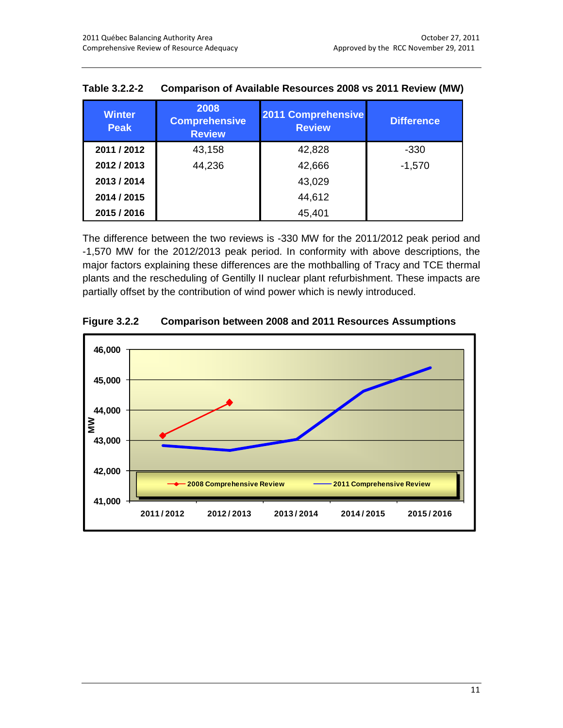**Table 3.2.2-2 Comparison of Available Resources 2008 vs 2011 Review (MW)**

| Winter Peak | 2008 Comprehensive Review | 2011 Comprehensive Review | Difference |
|---|---|---|---|
| 2011 / 2012 | 43,158 | 42,828 | -330 |
| 2012 / 2013 | 44,236 | 42,666 | -1,570 |
| 2013 / 2014 | | 43,029 | |
| 2014 / 2015 | | 44,612 | |
| 2015 / 2016 | | 45,401 | |

The difference between the two reviews is -330 MW for the 2011/2012 peak period and -1,570 MW for the 2012/2013 peak period. In conformity with above descriptions, the major factors explaining these differences are the mothballing of Tracy and TCE thermal plants and the rescheduling of Gentilly II nuclear plant refurbishment. These impacts are partially offset by the contribution of wind power which is newly introduced.

**Figure 3.2.2 Comparison between 2008 and 2011 Resources Assumptions**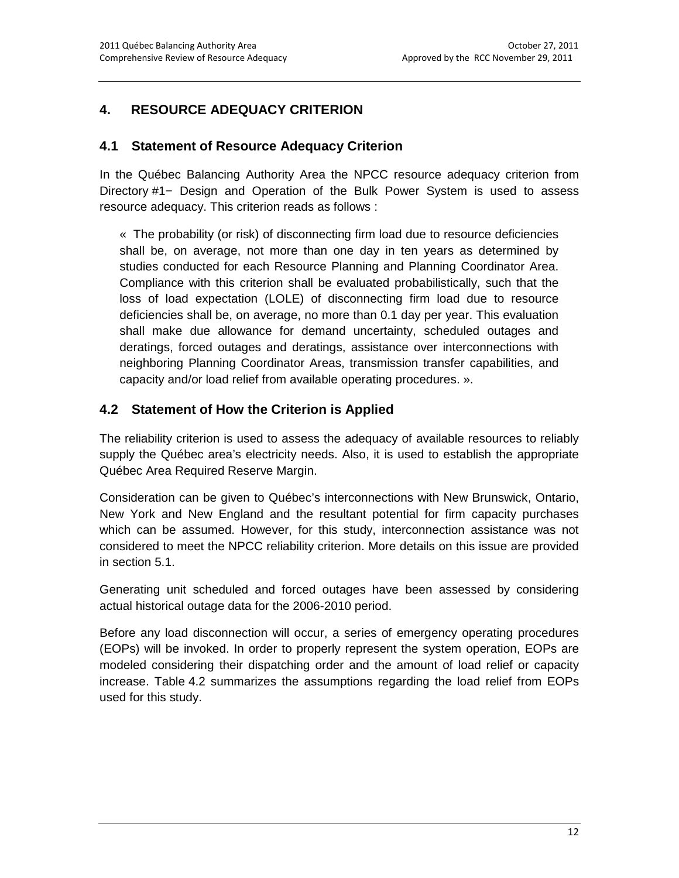# 4. RESOURCE ADEQUACY CRITERION

## 4.1 Statement of Resource Adequacy Criterion

In the Québec Balancing Authority Area the NPCC resource adequacy criterion from Directory #1− Design and Operation of the Bulk Power System is used to assess resource adequacy. This criterion reads as follows :

> « The probability (or risk) of disconnecting firm load due to resource deficiencies shall be, on average, not more than one day in ten years as determined by studies conducted for each Resource Planning and Planning Coordinator Area. Compliance with this criterion shall be evaluated probabilistically, such that the loss of load expectation (LOLE) of disconnecting firm load due to resource deficiencies shall be, on average, no more than 0.1 day per year. This evaluation shall make due allowance for demand uncertainty, scheduled outages and deratings, forced outages and deratings, assistance over interconnections with neighboring Planning Coordinator Areas, transmission transfer capabilities, and capacity and/or load relief from available operating procedures. ».

## 4.2 Statement of How the Criterion is Applied

The reliability criterion is used to assess the adequacy of available resources to reliably supply the Québec area's electricity needs. Also, it is used to establish the appropriate Québec Area Required Reserve Margin.

Consideration can be given to Québec's interconnections with New Brunswick, Ontario, New York and New England and the resultant potential for firm capacity purchases which can be assumed. However, for this study, interconnection assistance was not considered to meet the NPCC reliability criterion. More details on this issue are provided in section 5.1.

Generating unit scheduled and forced outages have been assessed by considering actual historical outage data for the 2006-2010 period.

Before any load disconnection will occur, a series of emergency operating procedures (EOPs) will be invoked. In order to properly represent the system operation, EOPs are modeled considering their dispatching order and the amount of load relief or capacity increase. Table 4.2 summarizes the assumptions regarding the load relief from EOPs used for this study.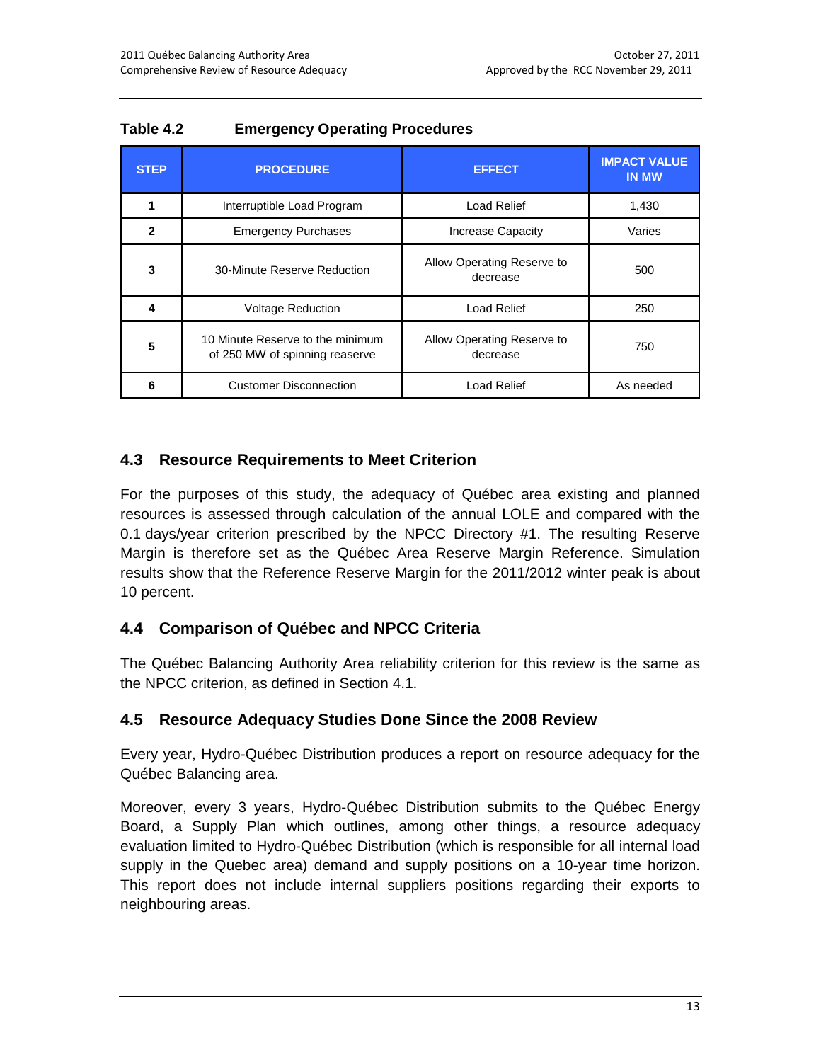**Table 4.2 Emergency Operating Procedures**

| STEP | PROCEDURE | EFFECT | IMPACT VALUE IN MW |
|---|---|---|---|
| 1 | Interruptible Load Program | Load Relief | 1,430 |
| 2 | Emergency Purchases | Increase Capacity | Varies |
| 3 | 30-Minute Reserve Reduction | Allow Operating Reserve to decrease | 500 |
| 4 | Voltage Reduction | Load Relief | 250 |
| 5 | 10 Minute Reserve to the minimum of 250 MW of spinning reaserve | Allow Operating Reserve to decrease | 750 |
| 6 | Customer Disconnection | Load Relief | As needed |

## 4.3 Resource Requirements to Meet Criterion

For the purposes of this study, the adequacy of Québec area existing and planned resources is assessed through calculation of the annual LOLE and compared with the 0.1 days/year criterion prescribed by the NPCC Directory #1. The resulting Reserve Margin is therefore set as the Québec Area Reserve Margin Reference. Simulation results show that the Reference Reserve Margin for the 2011/2012 winter peak is about 10 percent.

## 4.4 Comparison of Québec and NPCC Criteria

The Québec Balancing Authority Area reliability criterion for this review is the same as the NPCC criterion, as defined in Section 4.1.

## 4.5 Resource Adequacy Studies Done Since the 2008 Review

Every year, Hydro-Québec Distribution produces a report on resource adequacy for the Québec Balancing area.

Moreover, every 3 years, Hydro-Québec Distribution submits to the Québec Energy Board, a Supply Plan which outlines, among other things, a resource adequacy evaluation limited to Hydro-Québec Distribution (which is responsible for all internal load supply in the Quebec area) demand and supply positions on a 10-year time horizon. This report does not include internal suppliers positions regarding their exports to neighbouring areas.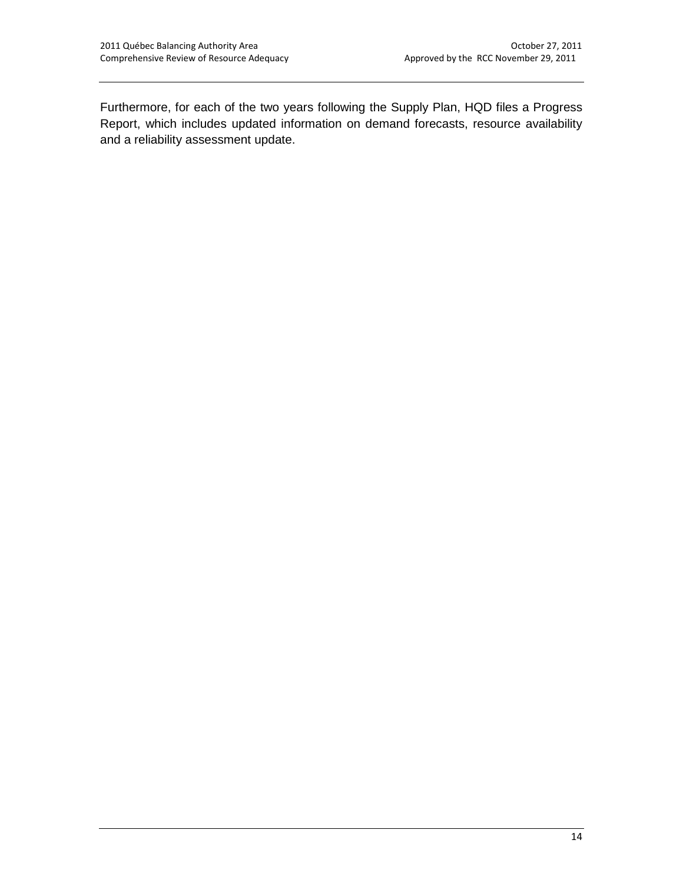Furthermore, for each of the two years following the Supply Plan, HQD files a Progress Report, which includes updated information on demand forecasts, resource availability and a reliability assessment update.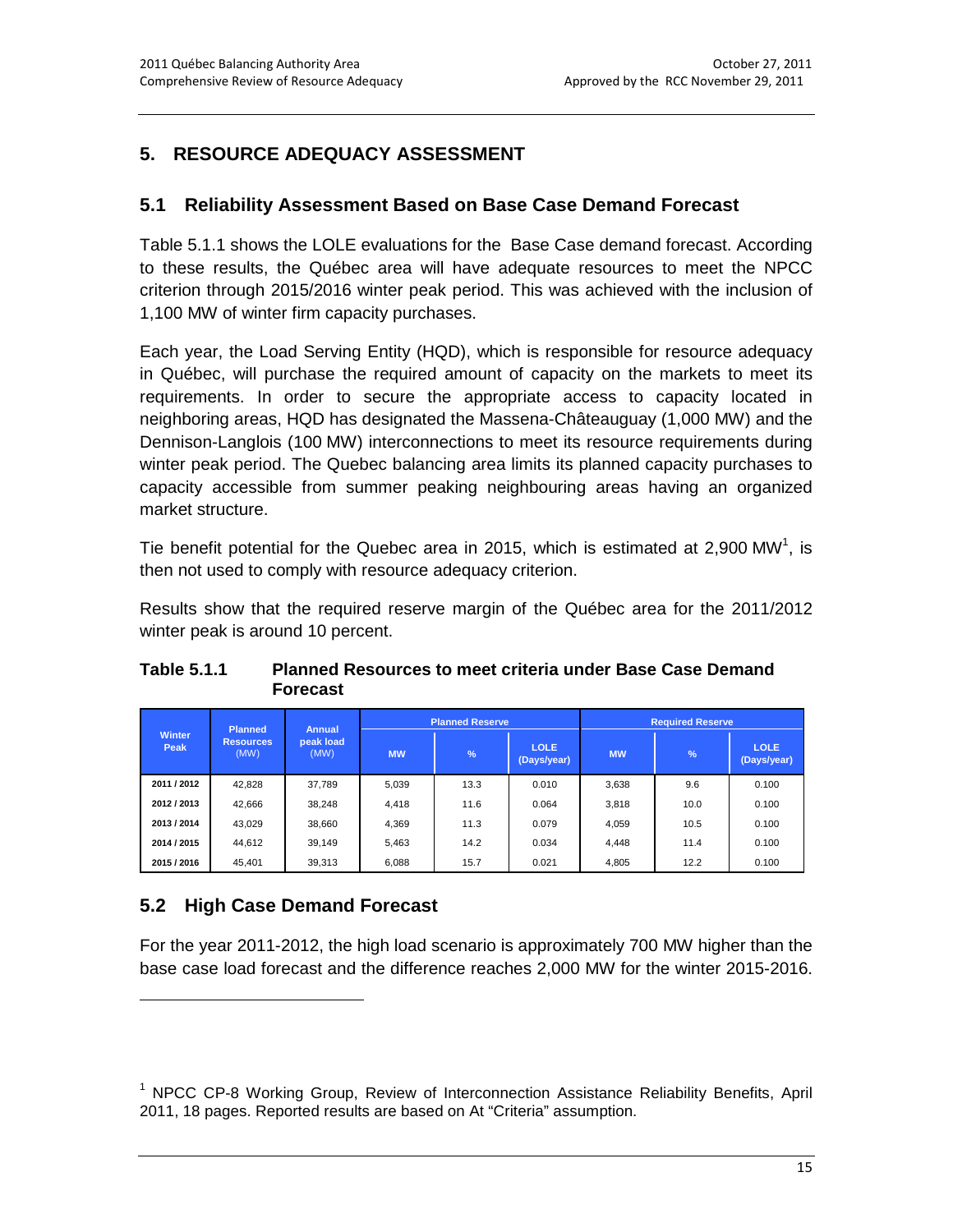# 5. RESOURCE ADEQUACY ASSESSMENT

## 5.1 Reliability Assessment Based on Base Case Demand Forecast

Table 5.1.1 shows the LOLE evaluations for the Base Case demand forecast. According to these results, the Québec area will have adequate resources to meet the NPCC criterion through 2015/2016 winter peak period. This was achieved with the inclusion of 1,100 MW of winter firm capacity purchases.

Each year, the Load Serving Entity (HQD), which is responsible for resource adequacy in Québec, will purchase the required amount of capacity on the markets to meet its requirements. In order to secure the appropriate access to capacity located in neighboring areas, HQD has designated the Massena-Châteauguay (1,000 MW) and the Dennison-Langlois (100 MW) interconnections to meet its resource requirements during winter peak period. The Quebec balancing area limits its planned capacity purchases to capacity accessible from summer peaking neighbouring areas having an organized market structure.

Tie benefit potential for the Quebec area in 2015, which is estimated at 2,900 MW[1], is then not used to comply with resource adequacy criterion.

Results show that the required reserve margin of the Québec area for the 2011/2012 winter peak is around 10 percent.

**Table 5.1.1 Planned Resources to meet criteria under Base Case Demand Forecast**

| Winter Peak | Planned Resources (MW) | Annual peak load (MW) | Planned Reserve | | | Required Reserve | | |
|---|---|---|---|---|---|---|---|---|
| | | | MW | % | LOLE (Days/year) | MW | % | LOLE (Days/year) |
| 2011 / 2012 | 42,828 | 37,789 | 5,039 | 13.3 | 0.010 | 3,638 | 9.6 | 0.100 |
| 2012 / 2013 | 42,666 | 38,248 | 4,418 | 11.6 | 0.064 | 3,818 | 10.0 | 0.100 |
| 2013 / 2014 | 43,029 | 38,660 | 4,369 | 11.3 | 0.079 | 4,059 | 10.5 | 0.100 |
| 2014 / 2015 | 44,612 | 39,149 | 5,463 | 14.2 | 0.034 | 4,448 | 11.4 | 0.100 |
| 2015 / 2016 | 45,401 | 39,313 | 6,088 | 15.7 | 0.021 | 4,805 | 12.2 | 0.100 |

## 5.2 High Case Demand Forecast

For the year 2011-2012, the high load scenario is approximately 700 MW higher than the base case load forecast and the difference reaches 2,000 MW for the winter 2015-2016.

[1] NPCC CP-8 Working Group, Review of Interconnection Assistance Reliability Benefits, April 2011, 18 pages. Reported results are based on At "Criteria" assumption.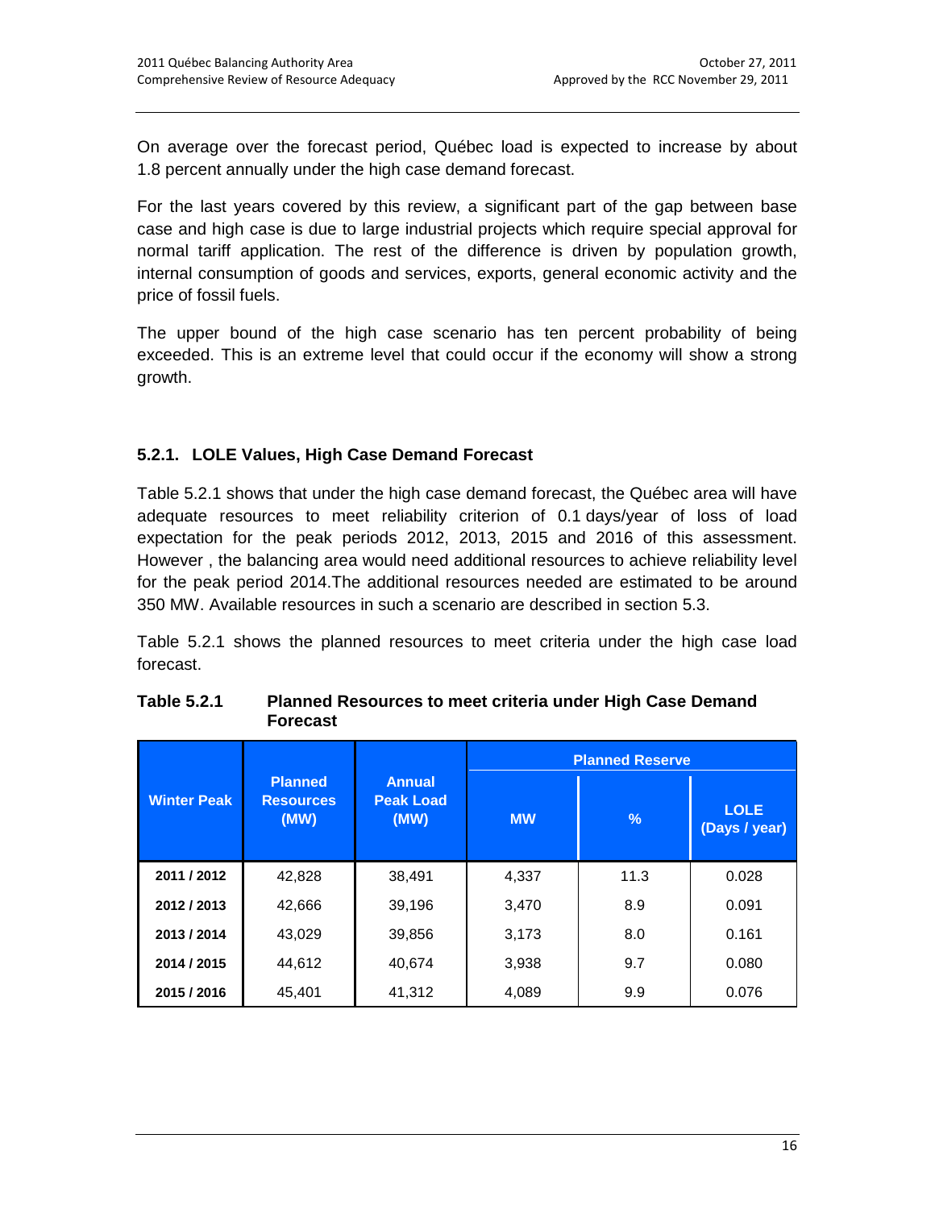On average over the forecast period, Québec load is expected to increase by about 1.8 percent annually under the high case demand forecast.

For the last years covered by this review, a significant part of the gap between base case and high case is due to large industrial projects which require special approval for normal tariff application. The rest of the difference is driven by population growth, internal consumption of goods and services, exports, general economic activity and the price of fossil fuels.

The upper bound of the high case scenario has ten percent probability of being exceeded. This is an extreme level that could occur if the economy will show a strong growth.

### 5.2.1. LOLE Values, High Case Demand Forecast

Table 5.2.1 shows that under the high case demand forecast, the Québec area will have adequate resources to meet reliability criterion of 0.1 days/year of loss of load expectation for the peak periods 2012, 2013, 2015 and 2016 of this assessment. However , the balancing area would need additional resources to achieve reliability level for the peak period 2014.The additional resources needed are estimated to be around 350 MW. Available resources in such a scenario are described in section 5.3.

Table 5.2.1 shows the planned resources to meet criteria under the high case load forecast.

**Table 5.2.1 Planned Resources to meet criteria under High Case Demand Forecast**

| Winter Peak | Planned Resources (MW) | Annual Peak Load (MW) | Planned Reserve | | |
|---|---|---|---|---|---|
| | | | MW | % | LOLE (Days / year) |
| **2011 / 2012** | 42,828 | 38,491 | 4,337 | 11.3 | 0.028 |
| **2012 / 2013** | 42,666 | 39,196 | 3,470 | 8.9 | 0.091 |
| **2013 / 2014** | 43,029 | 39,856 | 3,173 | 8.0 | 0.161 |
| **2014 / 2015** | 44,612 | 40,674 | 3,938 | 9.7 | 0.080 |
| **2015 / 2016** | 45,401 | 41,312 | 4,089 | 9.9 | 0.076 |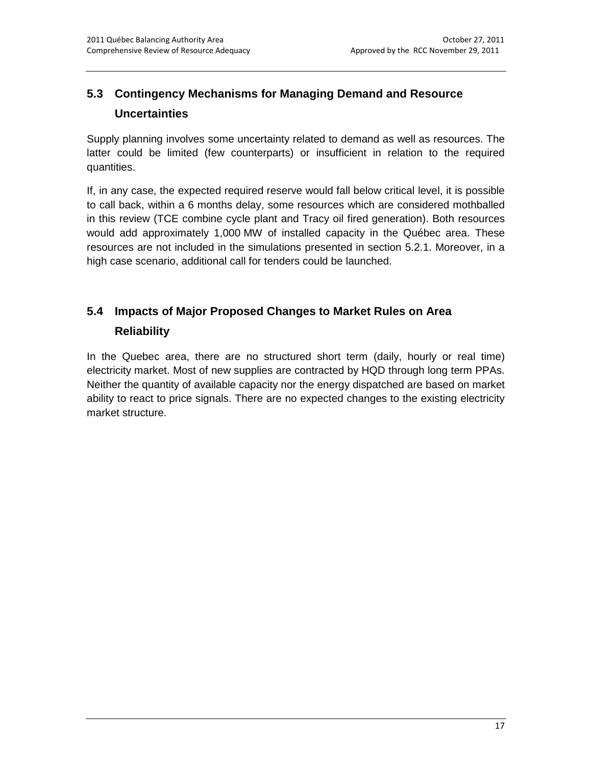## 5.3 Contingency Mechanisms for Managing Demand and Resource Uncertainties

Supply planning involves some uncertainty related to demand as well as resources. The latter could be limited (few counterparts) or insufficient in relation to the required quantities.

If, in any case, the expected required reserve would fall below critical level, it is possible to call back, within a 6 months delay, some resources which are considered mothballed in this review (TCE combine cycle plant and Tracy oil fired generation). Both resources would add approximately 1,000 MW of installed capacity in the Québec area. These resources are not included in the simulations presented in section 5.2.1. Moreover, in a high case scenario, additional call for tenders could be launched.

## 5.4 Impacts of Major Proposed Changes to Market Rules on Area Reliability

In the Quebec area, there are no structured short term (daily, hourly or real time) electricity market. Most of new supplies are contracted by HQD through long term PPAs. Neither the quantity of available capacity nor the energy dispatched are based on market ability to react to price signals. There are no expected changes to the existing electricity market structure.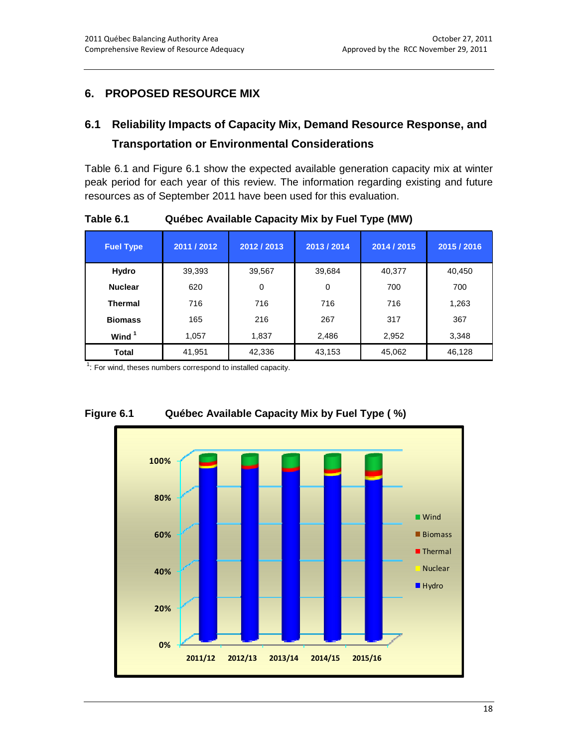# 6. PROPOSED RESOURCE MIX

## 6.1 Reliability Impacts of Capacity Mix, Demand Resource Response, and Transportation or Environmental Considerations

Table 6.1 and Figure 6.1 show the expected available generation capacity mix at winter peak period for each year of this review. The information regarding existing and future resources as of September 2011 have been used for this evaluation.

**Table 6.1 Québec Available Capacity Mix by Fuel Type (MW)**

| Fuel Type | 2011 / 2012 | 2012 / 2013 | 2013 / 2014 | 2014 / 2015 | 2015 / 2016 |
|---|---|---|---|---|---|
| **Hydro** | 39,393 | 39,567 | 39,684 | 40,377 | 40,450 |
| **Nuclear** | 620 | 0 | 0 | 700 | 700 |
| **Thermal** | 716 | 716 | 716 | 716 | 1,263 |
| **Biomass** | 165 | 216 | 267 | 317 | 367 |
| **Wind** [1] | 1,057 | 1,837 | 2,486 | 2,952 | 3,348 |
| **Total** | 41,951 | 42,336 | 43,153 | 45,062 | 46,128 |

[1]: For wind, theses numbers correspond to installed capacity.

**Figure 6.1 Québec Available Capacity Mix by Fuel Type ( %)**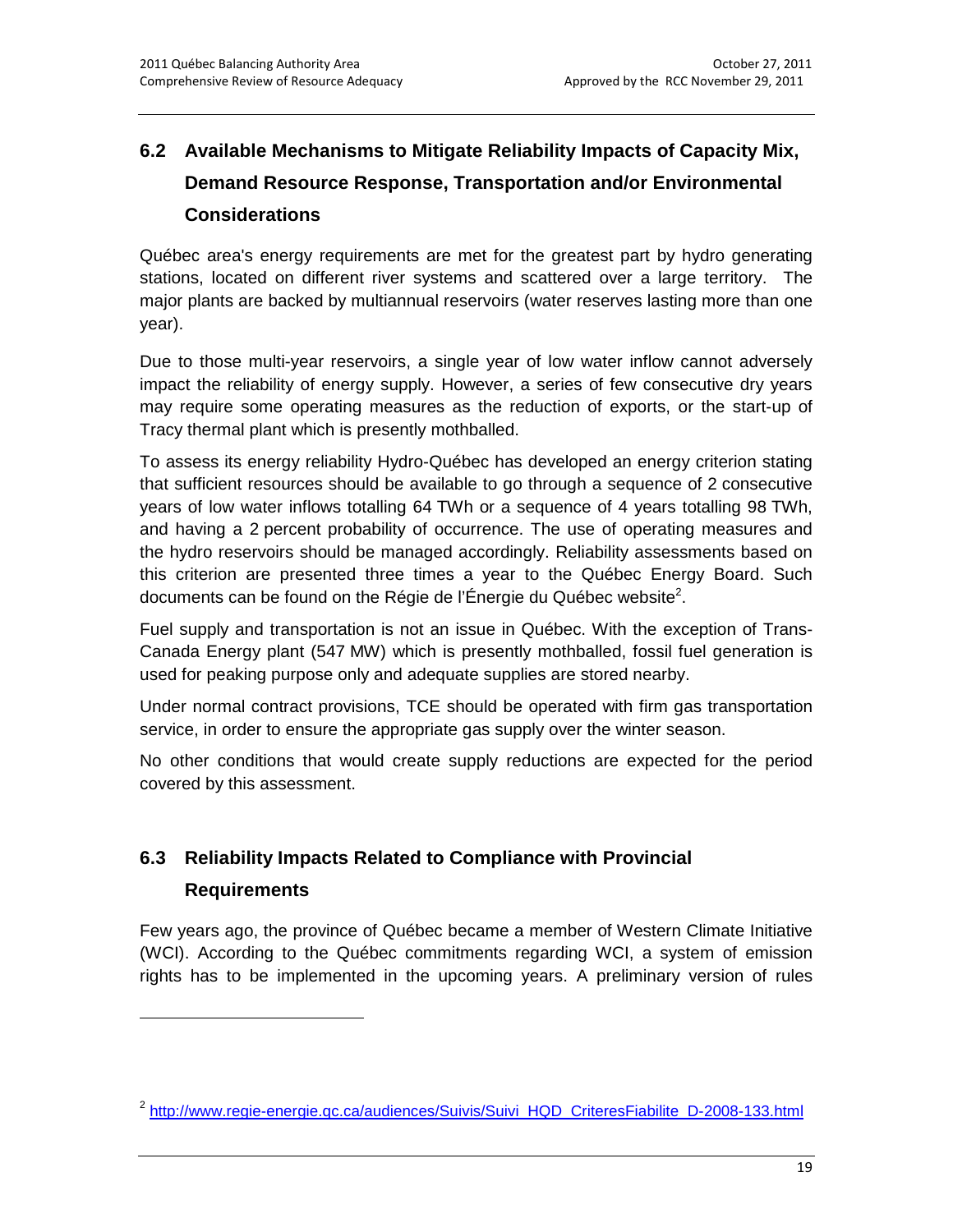## 6.2 Available Mechanisms to Mitigate Reliability Impacts of Capacity Mix, Demand Resource Response, Transportation and/or Environmental Considerations

Québec area's energy requirements are met for the greatest part by hydro generating stations, located on different river systems and scattered over a large territory. The major plants are backed by multiannual reservoirs (water reserves lasting more than one year).

Due to those multi-year reservoirs, a single year of low water inflow cannot adversely impact the reliability of energy supply. However, a series of few consecutive dry years may require some operating measures as the reduction of exports, or the start-up of Tracy thermal plant which is presently mothballed.

To assess its energy reliability Hydro-Québec has developed an energy criterion stating that sufficient resources should be available to go through a sequence of 2 consecutive years of low water inflows totalling 64 TWh or a sequence of 4 years totalling 98 TWh, and having a 2 percent probability of occurrence. The use of operating measures and the hydro reservoirs should be managed accordingly. Reliability assessments based on this criterion are presented three times a year to the Québec Energy Board. Such documents can be found on the Régie de l'Énergie du Québec website[2].

Fuel supply and transportation is not an issue in Québec. With the exception of Trans-Canada Energy plant (547 MW) which is presently mothballed, fossil fuel generation is used for peaking purpose only and adequate supplies are stored nearby.

Under normal contract provisions, TCE should be operated with firm gas transportation service, in order to ensure the appropriate gas supply over the winter season.

No other conditions that would create supply reductions are expected for the period covered by this assessment.

## 6.3 Reliability Impacts Related to Compliance with Provincial Requirements

Few years ago, the province of Québec became a member of Western Climate Initiative (WCI). According to the Québec commitments regarding WCI, a system of emission rights has to be implemented in the upcoming years. A preliminary version of rules

[2] http://www.regie-energie.qc.ca/audiences/Suivis/Suivi_HQD_CriteresFiabilite_D-2008-133.html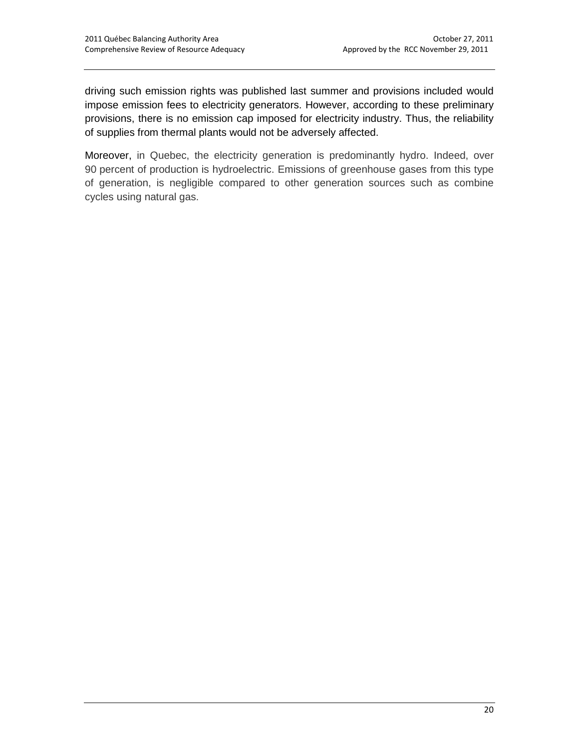driving such emission rights was published last summer and provisions included would impose emission fees to electricity generators. However, according to these preliminary provisions, there is no emission cap imposed for electricity industry. Thus, the reliability of supplies from thermal plants would not be adversely affected.

Moreover, in Quebec, the electricity generation is predominantly hydro. Indeed, over 90 percent of production is hydroelectric. Emissions of greenhouse gases from this type of generation, is negligible compared to other generation sources such as combine cycles using natural gas.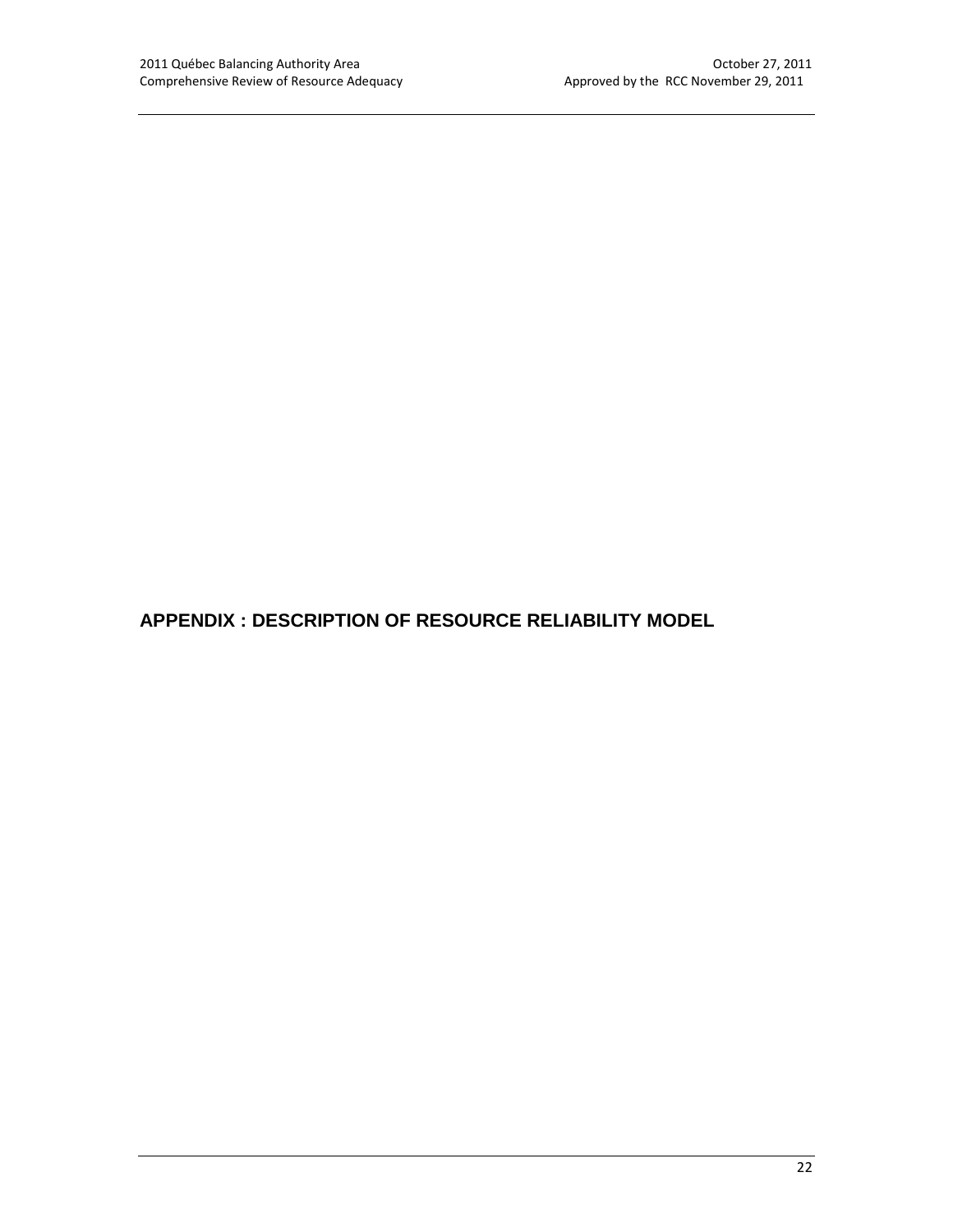# APPENDIX : DESCRIPTION OF RESOURCE RELIABILITY MODEL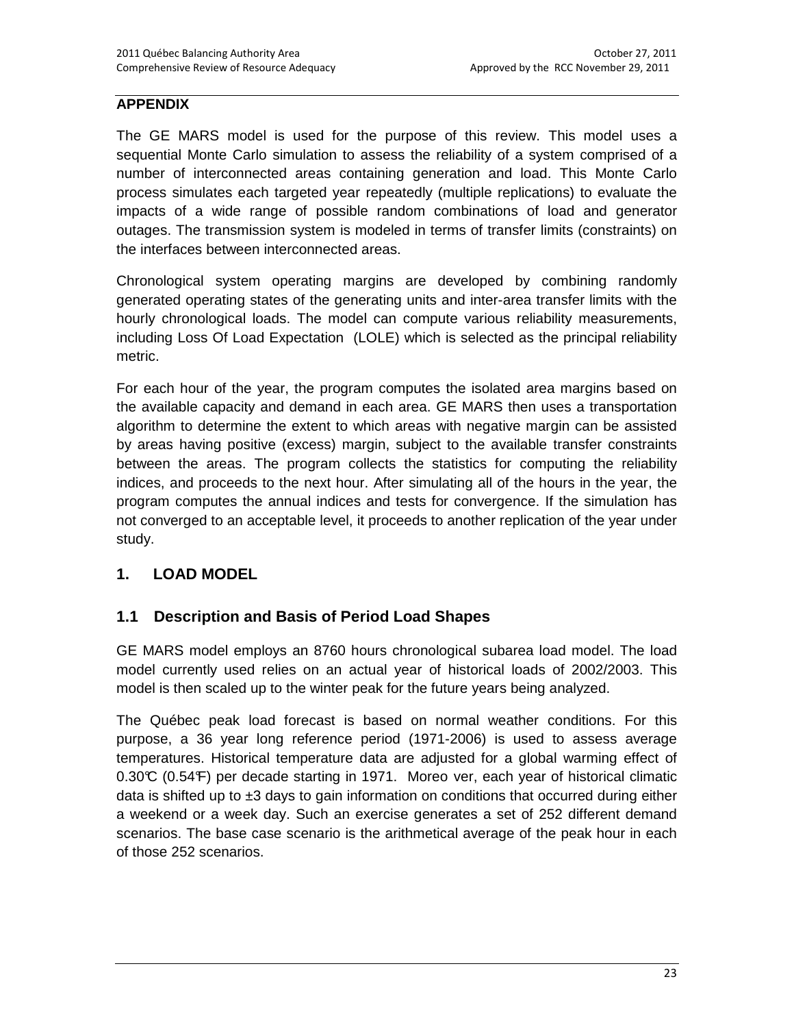## APPENDIX

The GE MARS model is used for the purpose of this review. This model uses a sequential Monte Carlo simulation to assess the reliability of a system comprised of a number of interconnected areas containing generation and load. This Monte Carlo process simulates each targeted year repeatedly (multiple replications) to evaluate the impacts of a wide range of possible random combinations of load and generator outages. The transmission system is modeled in terms of transfer limits (constraints) on the interfaces between interconnected areas.

Chronological system operating margins are developed by combining randomly generated operating states of the generating units and inter-area transfer limits with the hourly chronological loads. The model can compute various reliability measurements, including Loss Of Load Expectation (LOLE) which is selected as the principal reliability metric.

For each hour of the year, the program computes the isolated area margins based on the available capacity and demand in each area. GE MARS then uses a transportation algorithm to determine the extent to which areas with negative margin can be assisted by areas having positive (excess) margin, subject to the available transfer constraints between the areas. The program collects the statistics for computing the reliability indices, and proceeds to the next hour. After simulating all of the hours in the year, the program computes the annual indices and tests for convergence. If the simulation has not converged to an acceptable level, it proceeds to another replication of the year under study.

## 1. LOAD MODEL

### 1.1 Description and Basis of Period Load Shapes

GE MARS model employs an 8760 hours chronological subarea load model. The load model currently used relies on an actual year of historical loads of 2002/2003. This model is then scaled up to the winter peak for the future years being analyzed.

The Québec peak load forecast is based on normal weather conditions. For this purpose, a 36 year long reference period (1971-2006) is used to assess average temperatures. Historical temperature data are adjusted for a global warming effect of 0.30℃ (0.54℉) per decade starting in 1971. Moreo ver, each year of historical climatic data is shifted up to ±3 days to gain information on conditions that occurred during either a weekend or a week day. Such an exercise generates a set of 252 different demand scenarios. The base case scenario is the arithmetical average of the peak hour in each of those 252 scenarios.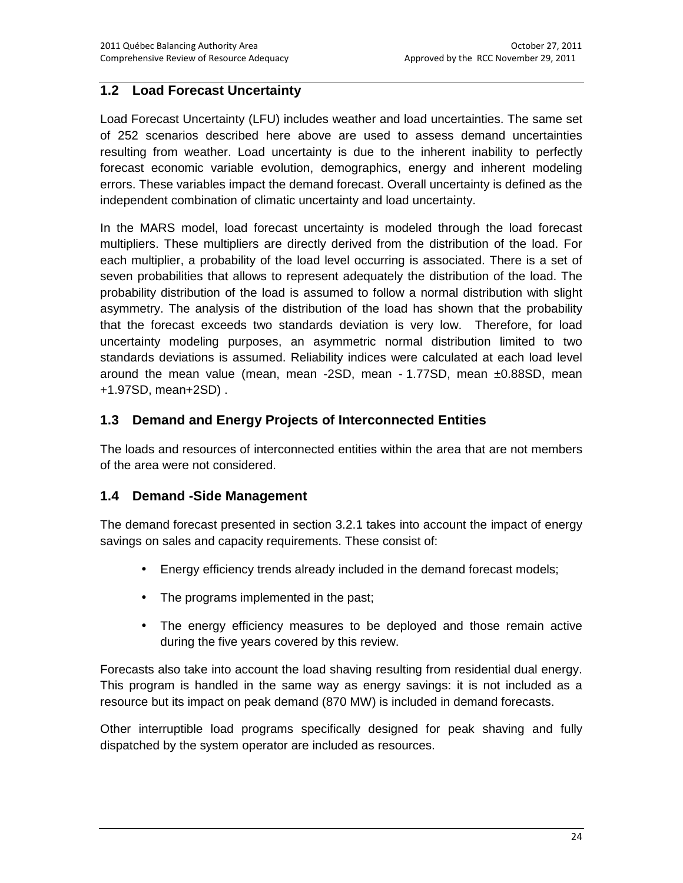## 1.2 Load Forecast Uncertainty

Load Forecast Uncertainty (LFU) includes weather and load uncertainties. The same set of 252 scenarios described here above are used to assess demand uncertainties resulting from weather. Load uncertainty is due to the inherent inability to perfectly forecast economic variable evolution, demographics, energy and inherent modeling errors. These variables impact the demand forecast. Overall uncertainty is defined as the independent combination of climatic uncertainty and load uncertainty.

In the MARS model, load forecast uncertainty is modeled through the load forecast multipliers. These multipliers are directly derived from the distribution of the load. For each multiplier, a probability of the load level occurring is associated. There is a set of seven probabilities that allows to represent adequately the distribution of the load. The probability distribution of the load is assumed to follow a normal distribution with slight asymmetry. The analysis of the distribution of the load has shown that the probability that the forecast exceeds two standards deviation is very low. Therefore, for load uncertainty modeling purposes, an asymmetric normal distribution limited to two standards deviations is assumed. Reliability indices were calculated at each load level around the mean value (mean, mean -2SD, mean - 1.77SD, mean ±0.88SD, mean +1.97SD, mean+2SD) .

## 1.3 Demand and Energy Projects of Interconnected Entities

The loads and resources of interconnected entities within the area that are not members of the area were not considered.

## 1.4 Demand -Side Management

The demand forecast presented in section 3.2.1 takes into account the impact of energy savings on sales and capacity requirements. These consist of:

- Energy efficiency trends already included in the demand forecast models;
- The programs implemented in the past;
- The energy efficiency measures to be deployed and those remain active during the five years covered by this review.

Forecasts also take into account the load shaving resulting from residential dual energy. This program is handled in the same way as energy savings: it is not included as a resource but its impact on peak demand (870 MW) is included in demand forecasts.

Other interruptible load programs specifically designed for peak shaving and fully dispatched by the system operator are included as resources.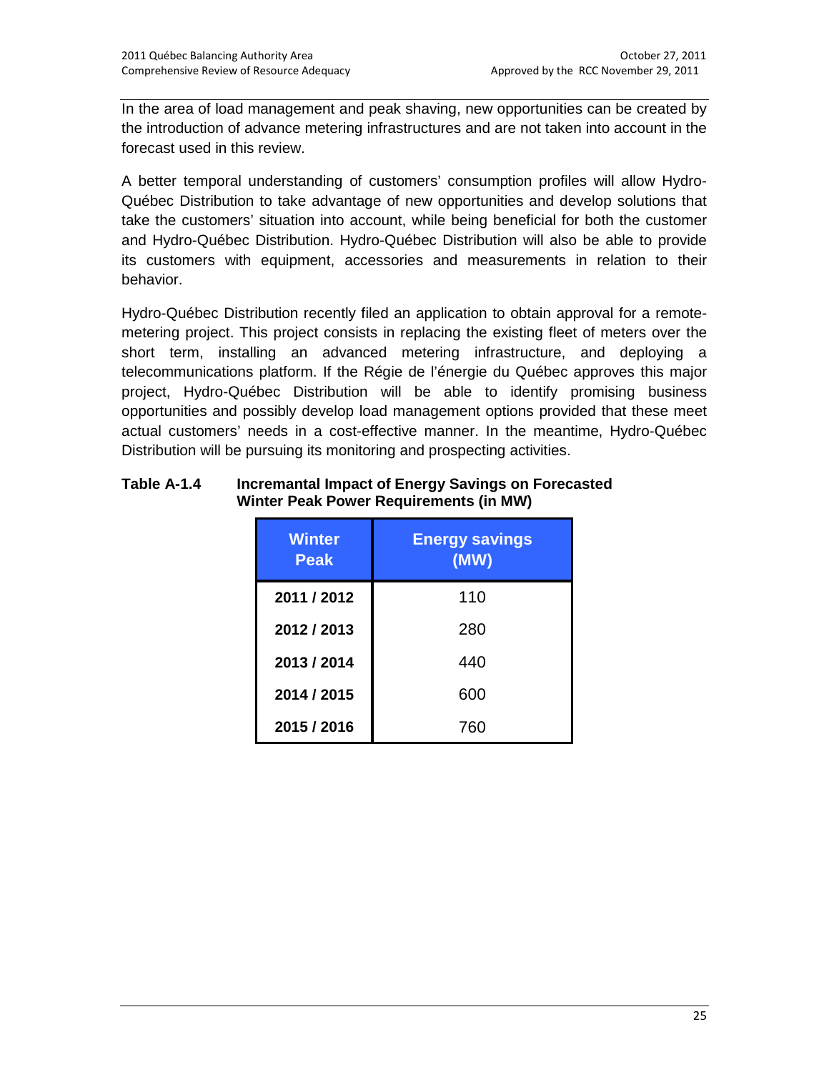In the area of load management and peak shaving, new opportunities can be created by the introduction of advance metering infrastructures and are not taken into account in the forecast used in this review.

A better temporal understanding of customers' consumption profiles will allow Hydro-Québec Distribution to take advantage of new opportunities and develop solutions that take the customers' situation into account, while being beneficial for both the customer and Hydro-Québec Distribution. Hydro-Québec Distribution will also be able to provide its customers with equipment, accessories and measurements in relation to their behavior.

Hydro-Québec Distribution recently filed an application to obtain approval for a remote-metering project. This project consists in replacing the existing fleet of meters over the short term, installing an advanced metering infrastructure, and deploying a telecommunications platform. If the Régie de l'énergie du Québec approves this major project, Hydro-Québec Distribution will be able to identify promising business opportunities and possibly develop load management options provided that these meet actual customers' needs in a cost-effective manner. In the meantime, Hydro-Québec Distribution will be pursuing its monitoring and prospecting activities.

**Table A-1.4 Incremantal Impact of Energy Savings on Forecasted Winter Peak Power Requirements (in MW)**

| Winter Peak | Energy savings (MW) |
|---|---|
| 2011 / 2012 | 110 |
| 2012 / 2013 | 280 |
| 2013 / 2014 | 440 |
| 2014 / 2015 | 600 |
| 2015 / 2016 | 760 |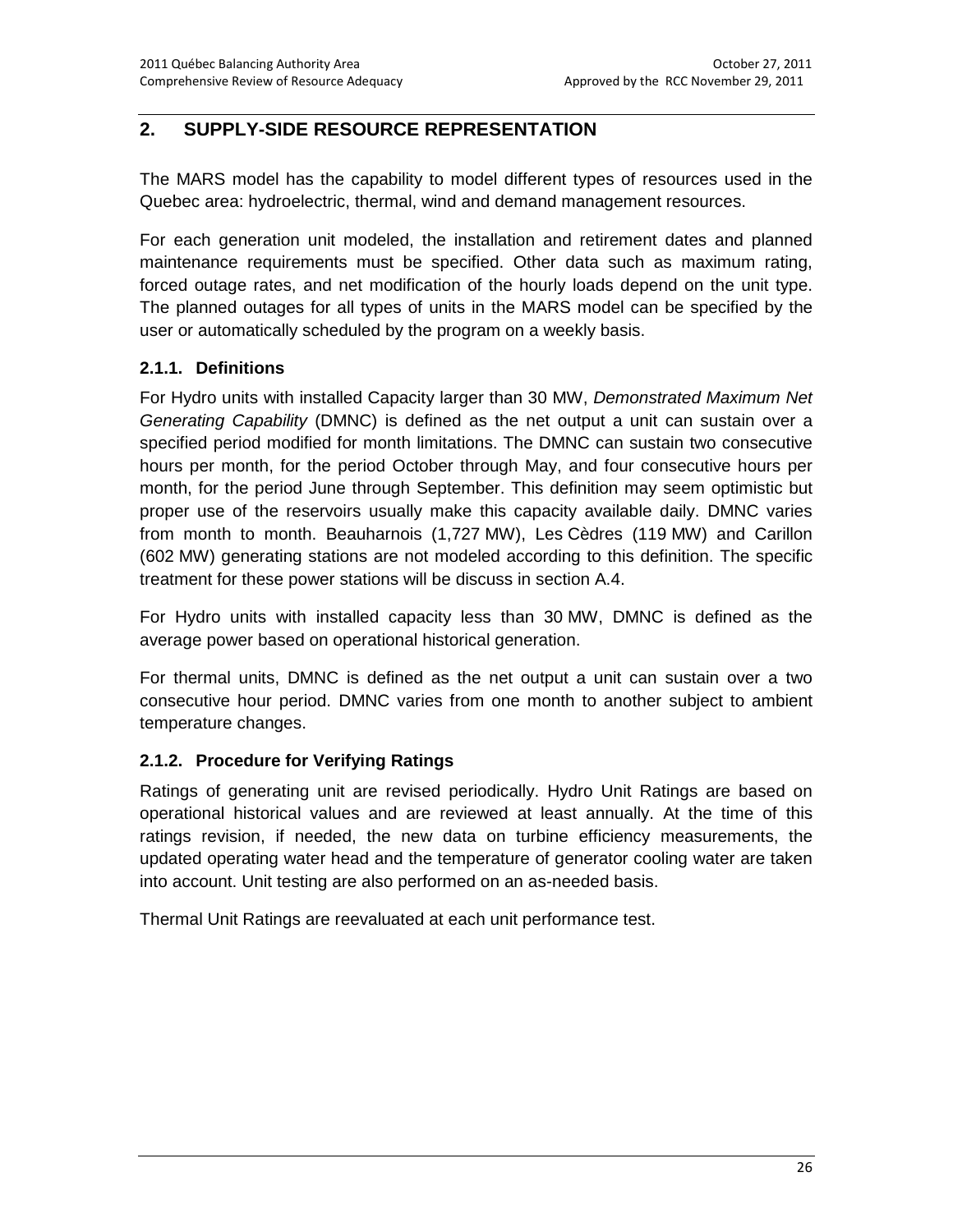## 2. SUPPLY-SIDE RESOURCE REPRESENTATION

The MARS model has the capability to model different types of resources used in the Quebec area: hydroelectric, thermal, wind and demand management resources.

For each generation unit modeled, the installation and retirement dates and planned maintenance requirements must be specified. Other data such as maximum rating, forced outage rates, and net modification of the hourly loads depend on the unit type. The planned outages for all types of units in the MARS model can be specified by the user or automatically scheduled by the program on a weekly basis.

### 2.1.1. Definitions

For Hydro units with installed Capacity larger than 30 MW, *Demonstrated Maximum Net Generating Capability* (DMNC) is defined as the net output a unit can sustain over a specified period modified for month limitations. The DMNC can sustain two consecutive hours per month, for the period October through May, and four consecutive hours per month, for the period June through September. This definition may seem optimistic but proper use of the reservoirs usually make this capacity available daily. DMNC varies from month to month. Beauharnois (1,727 MW), Les Cèdres (119 MW) and Carillon (602 MW) generating stations are not modeled according to this definition. The specific treatment for these power stations will be discuss in section A.4.

For Hydro units with installed capacity less than 30 MW, DMNC is defined as the average power based on operational historical generation.

For thermal units, DMNC is defined as the net output a unit can sustain over a two consecutive hour period. DMNC varies from one month to another subject to ambient temperature changes.

### 2.1.2. Procedure for Verifying Ratings

Ratings of generating unit are revised periodically. Hydro Unit Ratings are based on operational historical values and are reviewed at least annually. At the time of this ratings revision, if needed, the new data on turbine efficiency measurements, the updated operating water head and the temperature of generator cooling water are taken into account. Unit testing are also performed on an as-needed basis.

Thermal Unit Ratings are reevaluated at each unit performance test.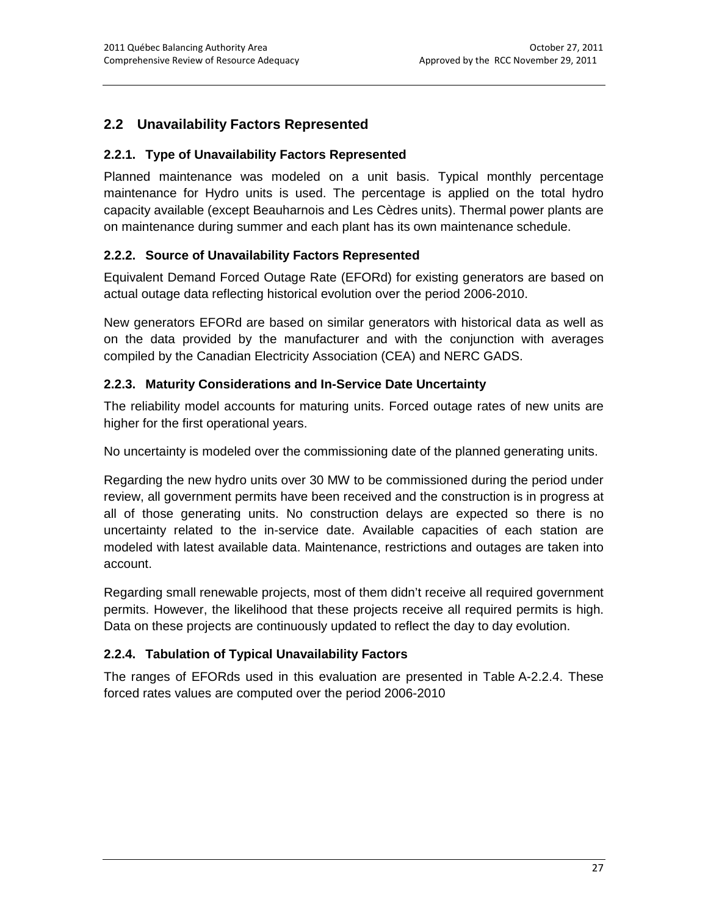## 2.2 Unavailability Factors Represented

### 2.2.1. Type of Unavailability Factors Represented

Planned maintenance was modeled on a unit basis. Typical monthly percentage maintenance for Hydro units is used. The percentage is applied on the total hydro capacity available (except Beauharnois and Les Cèdres units). Thermal power plants are on maintenance during summer and each plant has its own maintenance schedule.

### 2.2.2. Source of Unavailability Factors Represented

Equivalent Demand Forced Outage Rate (EFORd) for existing generators are based on actual outage data reflecting historical evolution over the period 2006-2010.

New generators EFORd are based on similar generators with historical data as well as on the data provided by the manufacturer and with the conjunction with averages compiled by the Canadian Electricity Association (CEA) and NERC GADS.

### 2.2.3. Maturity Considerations and In-Service Date Uncertainty

The reliability model accounts for maturing units. Forced outage rates of new units are higher for the first operational years.

No uncertainty is modeled over the commissioning date of the planned generating units.

Regarding the new hydro units over 30 MW to be commissioned during the period under review, all government permits have been received and the construction is in progress at all of those generating units. No construction delays are expected so there is no uncertainty related to the in-service date. Available capacities of each station are modeled with latest available data. Maintenance, restrictions and outages are taken into account.

Regarding small renewable projects, most of them didn't receive all required government permits. However, the likelihood that these projects receive all required permits is high. Data on these projects are continuously updated to reflect the day to day evolution.

### 2.2.4. Tabulation of Typical Unavailability Factors

The ranges of EFORds used in this evaluation are presented in Table A-2.2.4. These forced rates values are computed over the period 2006-2010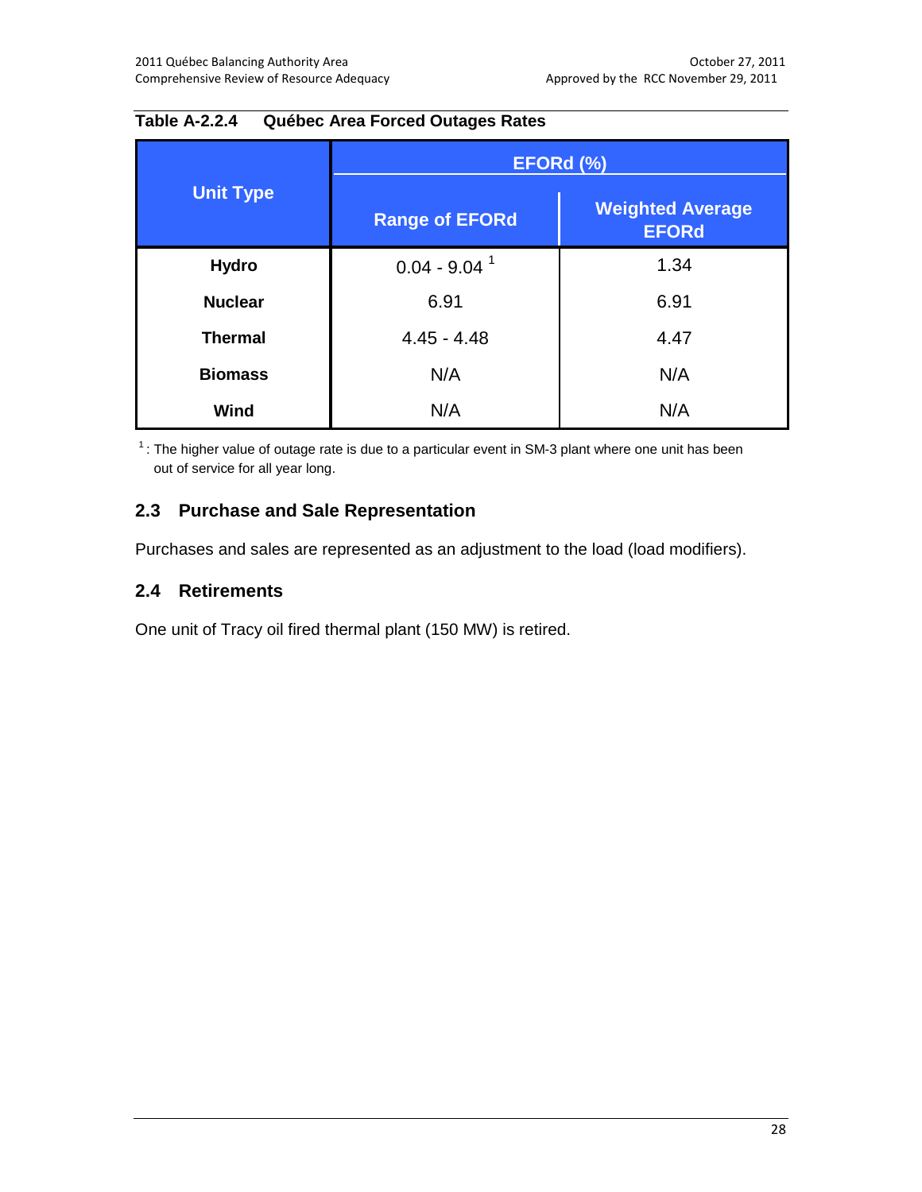**Table A-2.2.4 Québec Area Forced Outages Rates**

| Unit Type | EFORd (%) | |
|---|---|---|
| | Range of EFORd | Weighted Average EFORd |
| **Hydro** | 0.04 - 9.04 [1] | 1.34 |
| **Nuclear** | 6.91 | 6.91 |
| **Thermal** | 4.45 - 4.48 | 4.47 |
| **Biomass** | N/A | N/A |
| **Wind** | N/A | N/A |

[1]: The higher value of outage rate is due to a particular event in SM-3 plant where one unit has been out of service for all year long.

## 2.3 Purchase and Sale Representation

Purchases and sales are represented as an adjustment to the load (load modifiers).

## 2.4 Retirements

One unit of Tracy oil fired thermal plant (150 MW) is retired.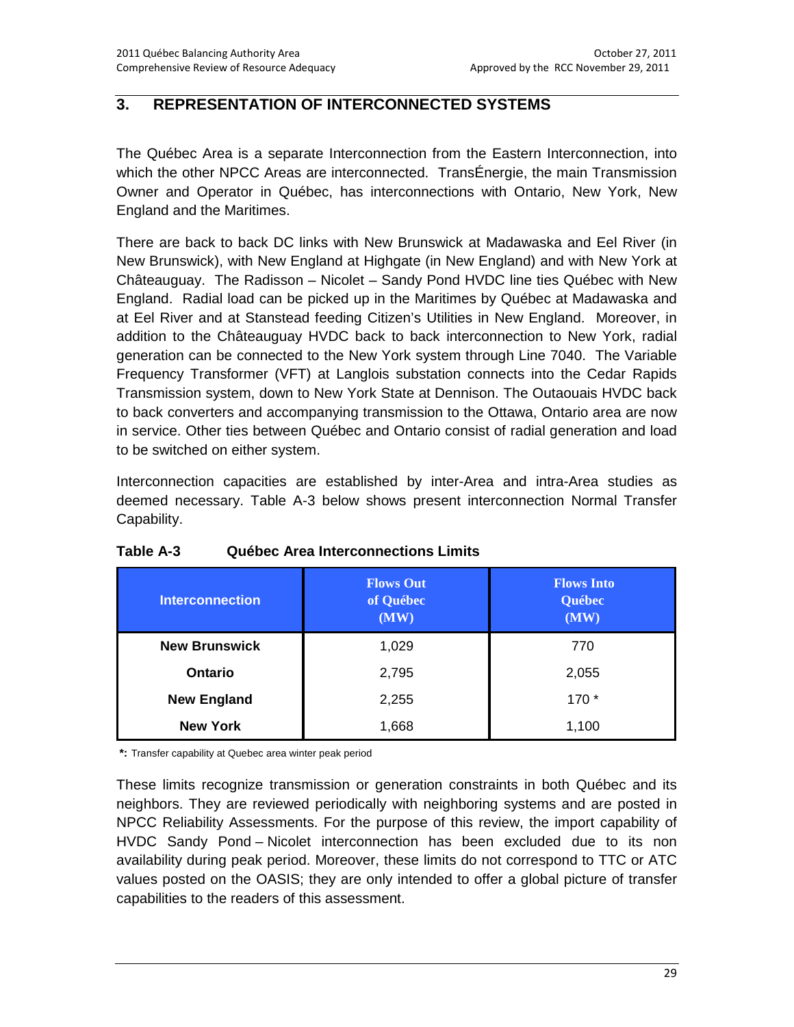## 3. REPRESENTATION OF INTERCONNECTED SYSTEMS

The Québec Area is a separate Interconnection from the Eastern Interconnection, into which the other NPCC Areas are interconnected. TransÉnergie, the main Transmission Owner and Operator in Québec, has interconnections with Ontario, New York, New England and the Maritimes.

There are back to back DC links with New Brunswick at Madawaska and Eel River (in New Brunswick), with New England at Highgate (in New England) and with New York at Châteauguay. The Radisson – Nicolet – Sandy Pond HVDC line ties Québec with New England. Radial load can be picked up in the Maritimes by Québec at Madawaska and at Eel River and at Stanstead feeding Citizen's Utilities in New England. Moreover, in addition to the Châteauguay HVDC back to back interconnection to New York, radial generation can be connected to the New York system through Line 7040. The Variable Frequency Transformer (VFT) at Langlois substation connects into the Cedar Rapids Transmission system, down to New York State at Dennison. The Outaouais HVDC back to back converters and accompanying transmission to the Ottawa, Ontario area are now in service. Other ties between Québec and Ontario consist of radial generation and load to be switched on either system.

Interconnection capacities are established by inter-Area and intra-Area studies as deemed necessary. Table A-3 below shows present interconnection Normal Transfer Capability.

**Table A-3 Québec Area Interconnections Limits**

| Interconnection | Flows Out of Québec (MW) | Flows Into Québec (MW) |
|---|---|---|
| New Brunswick | 1,029 | 770 |
| Ontario | 2,795 | 2,055 |
| New England | 2,255 | 170 * |
| New York | 1,668 | 1,100 |

**\*:** Transfer capability at Quebec area winter peak period

These limits recognize transmission or generation constraints in both Québec and its neighbors. They are reviewed periodically with neighboring systems and are posted in NPCC Reliability Assessments. For the purpose of this review, the import capability of HVDC Sandy Pond – Nicolet interconnection has been excluded due to its non availability during peak period. Moreover, these limits do not correspond to TTC or ATC values posted on the OASIS; they are only intended to offer a global picture of transfer capabilities to the readers of this assessment.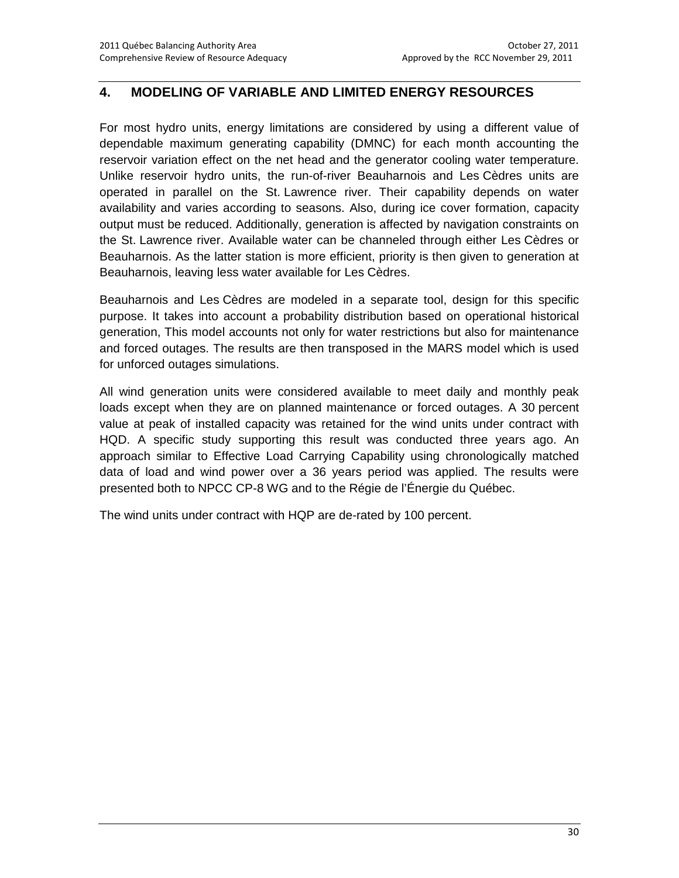## 4. MODELING OF VARIABLE AND LIMITED ENERGY RESOURCES

For most hydro units, energy limitations are considered by using a different value of dependable maximum generating capability (DMNC) for each month accounting the reservoir variation effect on the net head and the generator cooling water temperature. Unlike reservoir hydro units, the run-of-river Beauharnois and Les Cèdres units are operated in parallel on the St. Lawrence river. Their capability depends on water availability and varies according to seasons. Also, during ice cover formation, capacity output must be reduced. Additionally, generation is affected by navigation constraints on the St. Lawrence river. Available water can be channeled through either Les Cèdres or Beauharnois. As the latter station is more efficient, priority is then given to generation at Beauharnois, leaving less water available for Les Cèdres.

Beauharnois and Les Cèdres are modeled in a separate tool, design for this specific purpose. It takes into account a probability distribution based on operational historical generation, This model accounts not only for water restrictions but also for maintenance and forced outages. The results are then transposed in the MARS model which is used for unforced outages simulations.

All wind generation units were considered available to meet daily and monthly peak loads except when they are on planned maintenance or forced outages. A 30 percent value at peak of installed capacity was retained for the wind units under contract with HQD. A specific study supporting this result was conducted three years ago. An approach similar to Effective Load Carrying Capability using chronologically matched data of load and wind power over a 36 years period was applied. The results were presented both to NPCC CP-8 WG and to the Régie de l'Énergie du Québec.

The wind units under contract with HQP are de-rated by 100 percent.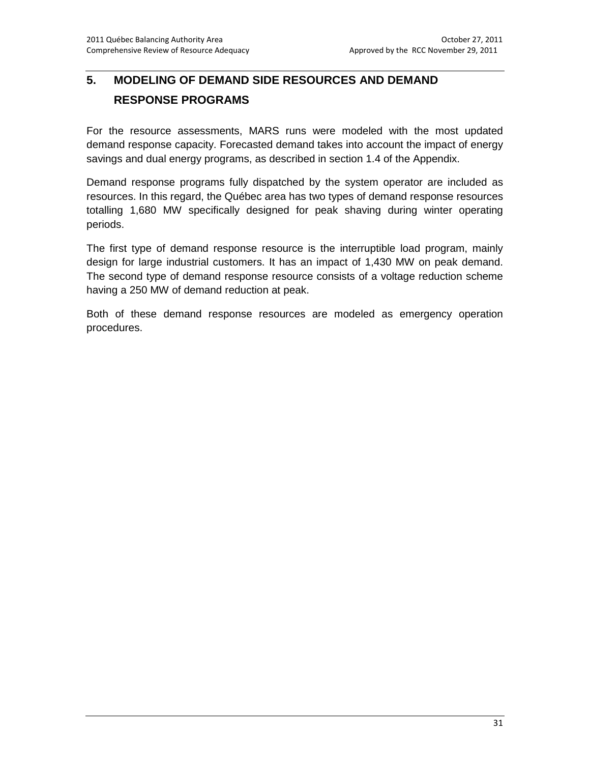# 5. MODELING OF DEMAND SIDE RESOURCES AND DEMAND RESPONSE PROGRAMS

For the resource assessments, MARS runs were modeled with the most updated demand response capacity. Forecasted demand takes into account the impact of energy savings and dual energy programs, as described in section 1.4 of the Appendix.

Demand response programs fully dispatched by the system operator are included as resources. In this regard, the Québec area has two types of demand response resources totalling 1,680 MW specifically designed for peak shaving during winter operating periods.

The first type of demand response resource is the interruptible load program, mainly design for large industrial customers. It has an impact of 1,430 MW on peak demand. The second type of demand response resource consists of a voltage reduction scheme having a 250 MW of demand reduction at peak.

Both of these demand response resources are modeled as emergency operation procedures.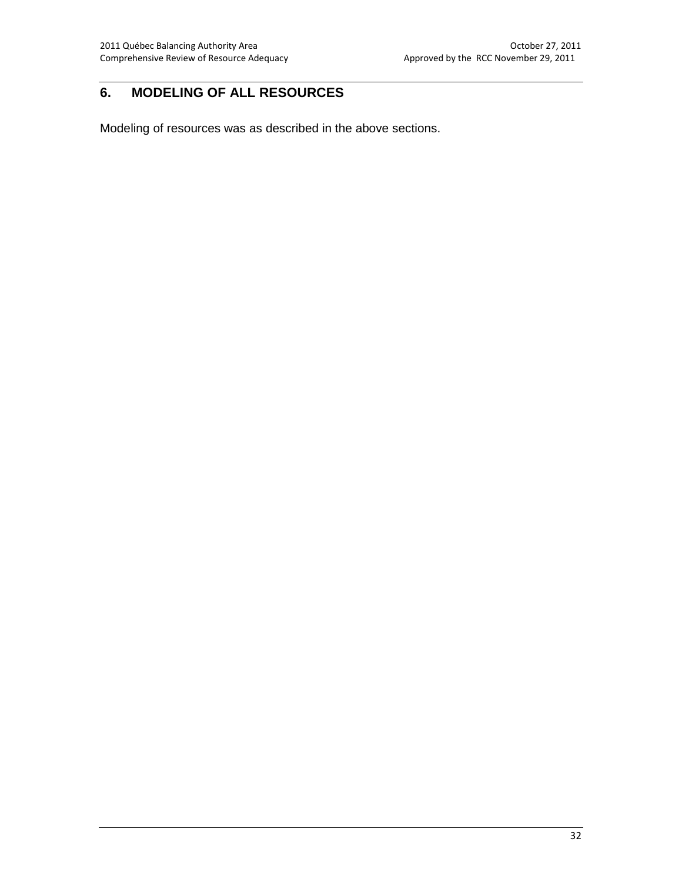# 6. MODELING OF ALL RESOURCES

Modeling of resources was as described in the above sections.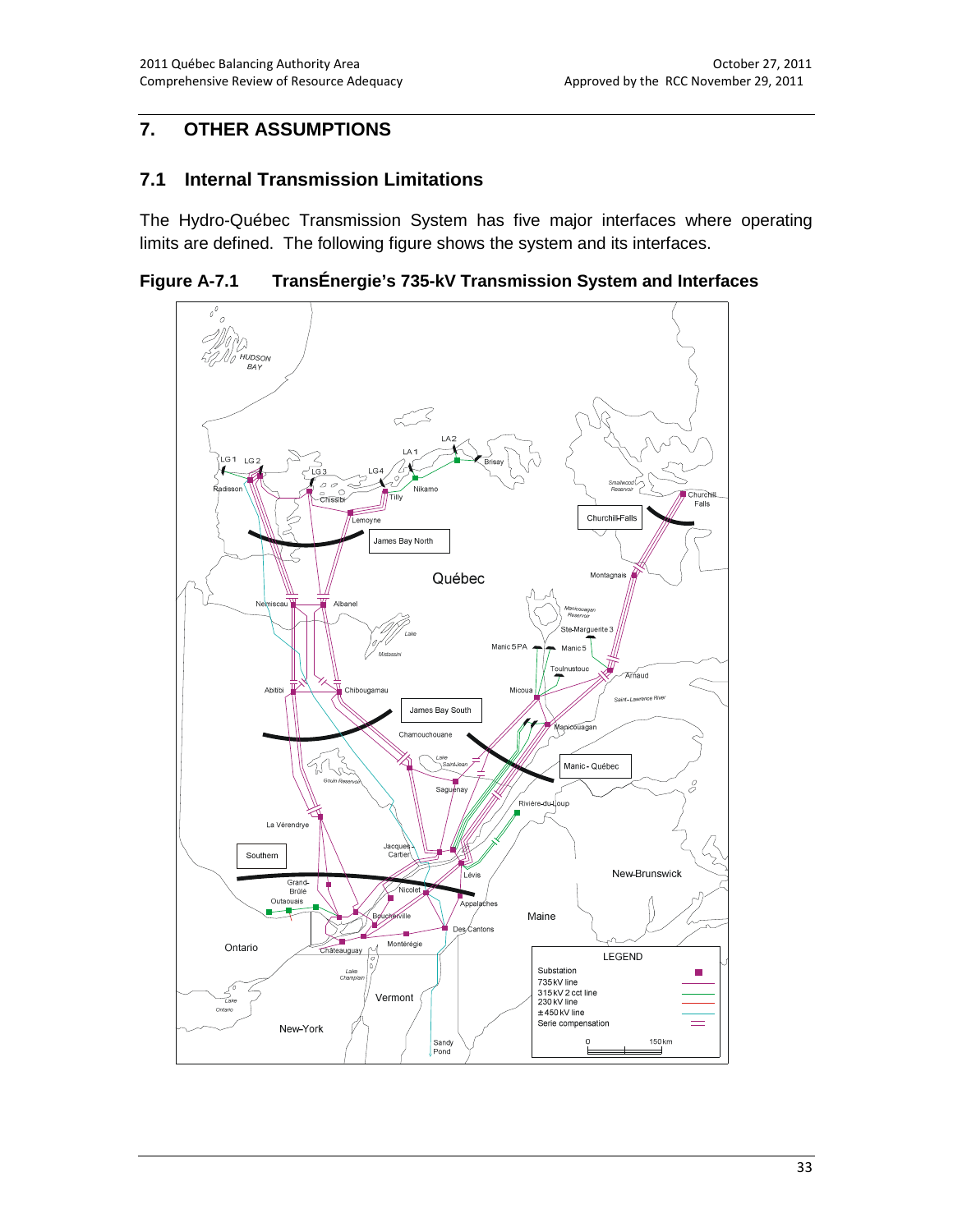## 7. OTHER ASSUMPTIONS

### 7.1 Internal Transmission Limitations

The Hydro-Québec Transmission System has five major interfaces where operating limits are defined. The following figure shows the system and its interfaces.

**Figure A-7.1 TransÉnergie's 735-kV Transmission System and Interfaces**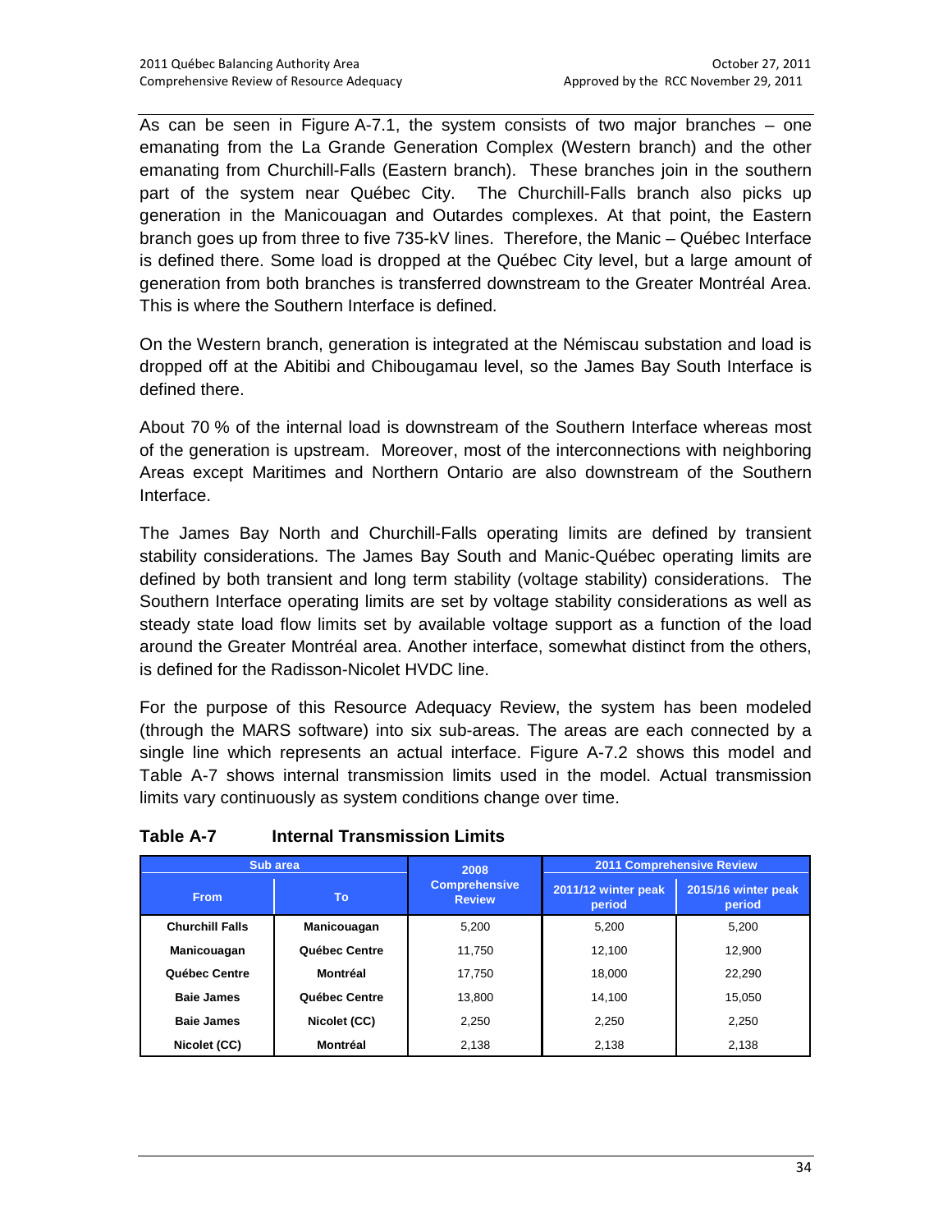As can be seen in Figure A-7.1, the system consists of two major branches – one emanating from the La Grande Generation Complex (Western branch) and the other emanating from Churchill-Falls (Eastern branch). These branches join in the southern part of the system near Québec City. The Churchill-Falls branch also picks up generation in the Manicouagan and Outardes complexes. At that point, the Eastern branch goes up from three to five 735-kV lines. Therefore, the Manic – Québec Interface is defined there. Some load is dropped at the Québec City level, but a large amount of generation from both branches is transferred downstream to the Greater Montréal Area. This is where the Southern Interface is defined.

On the Western branch, generation is integrated at the Némiscau substation and load is dropped off at the Abitibi and Chibougamau level, so the James Bay South Interface is defined there.

About 70 % of the internal load is downstream of the Southern Interface whereas most of the generation is upstream. Moreover, most of the interconnections with neighboring Areas except Maritimes and Northern Ontario are also downstream of the Southern Interface.

The James Bay North and Churchill-Falls operating limits are defined by transient stability considerations. The James Bay South and Manic-Québec operating limits are defined by both transient and long term stability (voltage stability) considerations. The Southern Interface operating limits are set by voltage stability considerations as well as steady state load flow limits set by available voltage support as a function of the load around the Greater Montréal area. Another interface, somewhat distinct from the others, is defined for the Radisson-Nicolet HVDC line.

For the purpose of this Resource Adequacy Review, the system has been modeled (through the MARS software) into six sub-areas. The areas are each connected by a single line which represents an actual interface. Figure A-7.2 shows this model and Table A-7 shows internal transmission limits used in the model. Actual transmission limits vary continuously as system conditions change over time.

**Table A-7 Internal Transmission Limits**

| Sub area | | 2008 Comprehensive Review | 2011 Comprehensive Review | |
|---|---|---|---|---|
| **From** | **To** | | **2011/12 winter peak period** | **2015/16 winter peak period** |
| **Churchill Falls** | **Manicouagan** | 5,200 | 5,200 | 5,200 |
| **Manicouagan** | **Québec Centre** | 11,750 | 12,100 | 12,900 |
| **Québec Centre** | **Montréal** | 17,750 | 18,000 | 22,290 |
| **Baie James** | **Québec Centre** | 13,800 | 14,100 | 15,050 |
| **Baie James** | **Nicolet (CC)** | 2,250 | 2,250 | 2,250 |
| **Nicolet (CC)** | **Montréal** | 2,138 | 2,138 | 2,138 |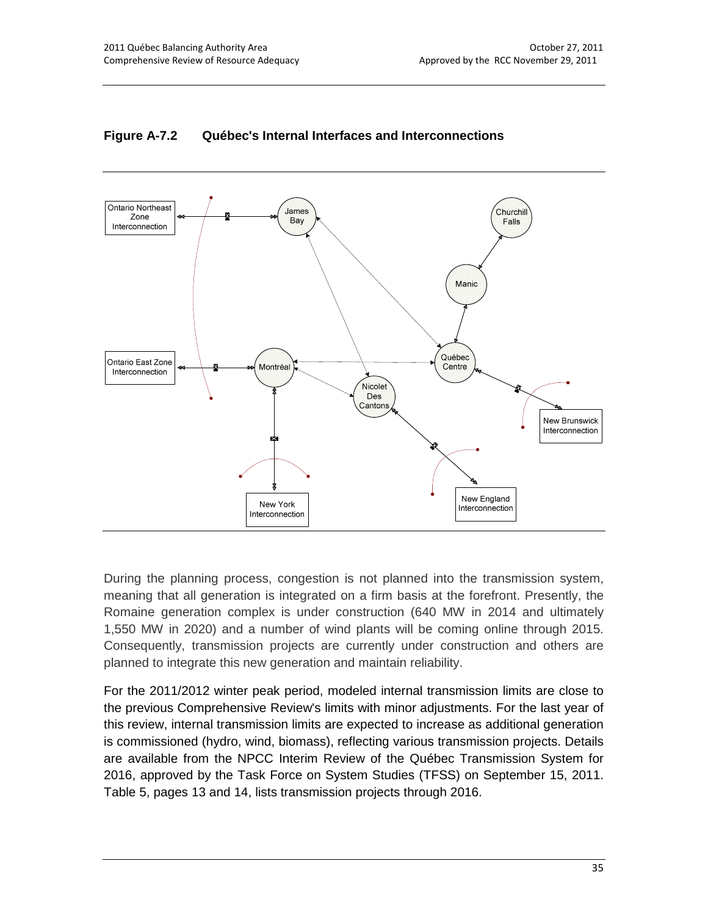**Figure A-7.2 Québec's Internal Interfaces and Interconnections**

During the planning process, congestion is not planned into the transmission system, meaning that all generation is integrated on a firm basis at the forefront. Presently, the Romaine generation complex is under construction (640 MW in 2014 and ultimately 1,550 MW in 2020) and a number of wind plants will be coming online through 2015. Consequently, transmission projects are currently under construction and others are planned to integrate this new generation and maintain reliability.

For the 2011/2012 winter peak period, modeled internal transmission limits are close to the previous Comprehensive Review's limits with minor adjustments. For the last year of this review, internal transmission limits are expected to increase as additional generation is commissioned (hydro, wind, biomass), reflecting various transmission projects. Details are available from the NPCC Interim Review of the Québec Transmission System for 2016, approved by the Task Force on System Studies (TFSS) on September 15, 2011. Table 5, pages 13 and 14, lists transmission projects through 2016.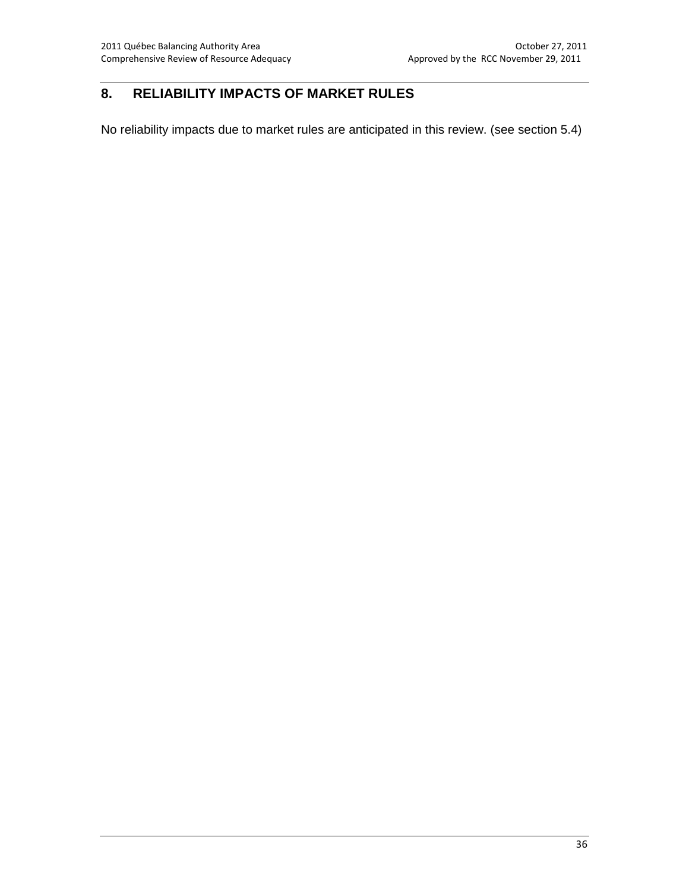## 8. RELIABILITY IMPACTS OF MARKET RULES

No reliability impacts due to market rules are anticipated in this review. (see section 5.4)